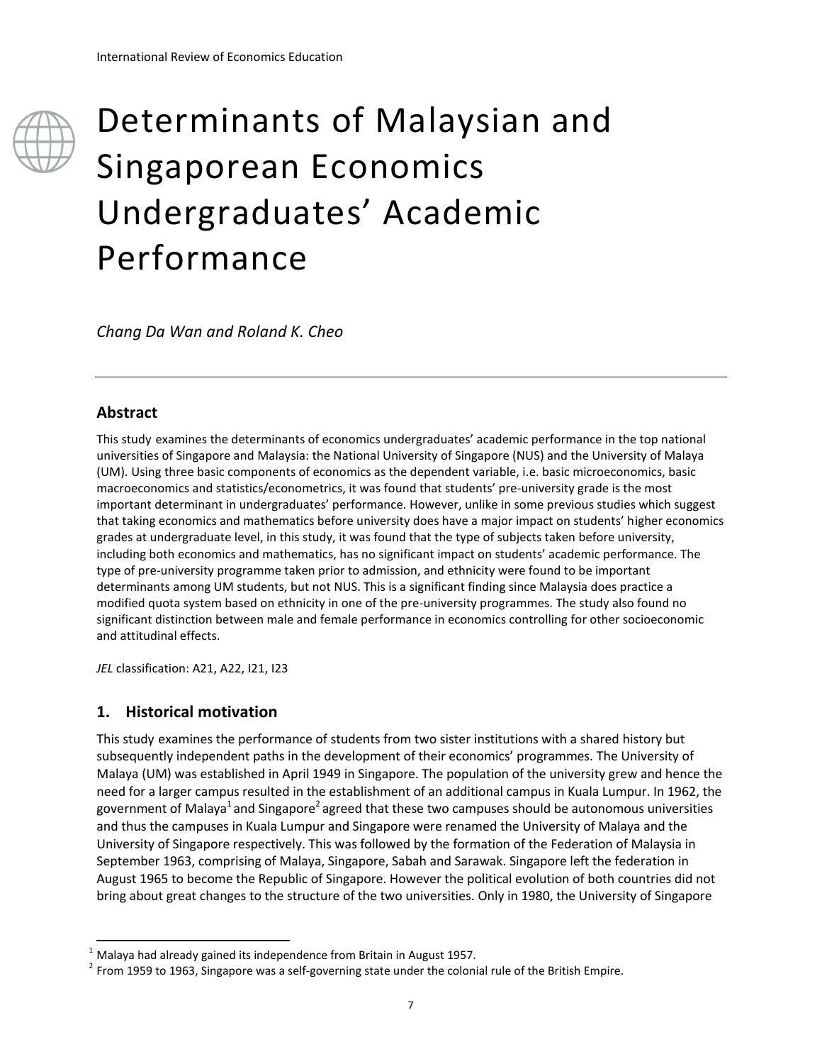# Determinants of Malaysian and Singaporean Economics Undergraduates' Academic Performance

*Chang Da Wan and Roland K. Cheo*

---

## Abstract

This study examines the determinants of economics undergraduates' academic performance in the top national universities of Singapore and Malaysia: the National University of Singapore (NUS) and the University of Malaya (UM). Using three basic components of economics as the dependent variable, i.e. basic microeconomics, basic macroeconomics and statistics/econometrics, it was found that students' pre-university grade is the most important determinant in undergraduates' performance. However, unlike in some previous studies which suggest that taking economics and mathematics before university does have a major impact on students' higher economics grades at undergraduate level, in this study, it was found that the type of subjects taken before university, including both economics and mathematics, has no significant impact on students' academic performance. The type of pre-university programme taken prior to admission, and ethnicity were found to be important determinants among UM students, but not NUS. This is a significant finding since Malaysia does practice a modified quota system based on ethnicity in one of the pre-university programmes. The study also found no significant distinction between male and female performance in economics controlling for other socioeconomic and attitudinal effects.

*JEL* classification: A21, A22, I21, I23

## 1. Historical motivation

This study examines the performance of students from two sister institutions with a shared history but subsequently independent paths in the development of their economics' programmes. The University of Malaya (UM) was established in April 1949 in Singapore. The population of the university grew and hence the need for a larger campus resulted in the establishment of an additional campus in Kuala Lumpur. In 1962, the government of Malaya[1] and Singapore[2] agreed that these two campuses should be autonomous universities and thus the campuses in Kuala Lumpur and Singapore were renamed the University of Malaya and the University of Singapore respectively. This was followed by the formation of the Federation of Malaysia in September 1963, comprising of Malaya, Singapore, Sabah and Sarawak. Singapore left the federation in August 1965 to become the Republic of Singapore. However the political evolution of both countries did not bring about great changes to the structure of the two universities. Only in 1980, the University of Singapore

---

[1] Malaya had already gained its independence from Britain in August 1957.

[2] From 1959 to 1963, Singapore was a self-governing state under the colonial rule of the British Empire.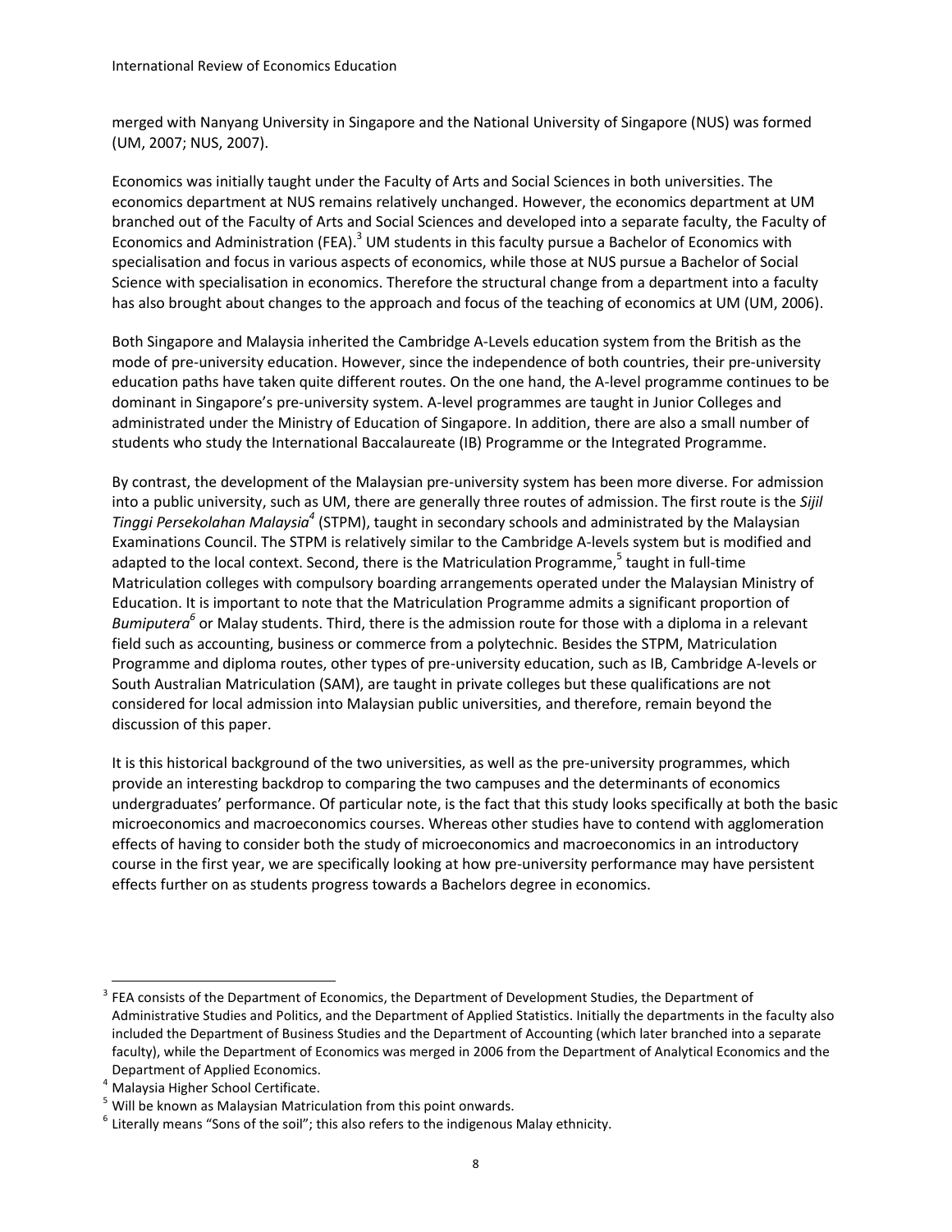merged with Nanyang University in Singapore and the National University of Singapore (NUS) was formed (UM, 2007; NUS, 2007).

Economics was initially taught under the Faculty of Arts and Social Sciences in both universities. The economics department at NUS remains relatively unchanged. However, the economics department at UM branched out of the Faculty of Arts and Social Sciences and developed into a separate faculty, the Faculty of Economics and Administration (FEA).[3] UM students in this faculty pursue a Bachelor of Economics with specialisation and focus in various aspects of economics, while those at NUS pursue a Bachelor of Social Science with specialisation in economics. Therefore the structural change from a department into a faculty has also brought about changes to the approach and focus of the teaching of economics at UM (UM, 2006).

Both Singapore and Malaysia inherited the Cambridge A-Levels education system from the British as the mode of pre-university education. However, since the independence of both countries, their pre-university education paths have taken quite different routes. On the one hand, the A-level programme continues to be dominant in Singapore's pre-university system. A-level programmes are taught in Junior Colleges and administrated under the Ministry of Education of Singapore. In addition, there are also a small number of students who study the International Baccalaureate (IB) Programme or the Integrated Programme.

By contrast, the development of the Malaysian pre-university system has been more diverse. For admission into a public university, such as UM, there are generally three routes of admission. The first route is the *Sijil Tinggi Persekolahan Malaysia*[4] (STPM), taught in secondary schools and administrated by the Malaysian Examinations Council. The STPM is relatively similar to the Cambridge A-levels system but is modified and adapted to the local context. Second, there is the Matriculation Programme,[5] taught in full-time Matriculation colleges with compulsory boarding arrangements operated under the Malaysian Ministry of Education. It is important to note that the Matriculation Programme admits a significant proportion of *Bumiputera*[6] or Malay students. Third, there is the admission route for those with a diploma in a relevant field such as accounting, business or commerce from a polytechnic. Besides the STPM, Matriculation Programme and diploma routes, other types of pre-university education, such as IB, Cambridge A-levels or South Australian Matriculation (SAM), are taught in private colleges but these qualifications are not considered for local admission into Malaysian public universities, and therefore, remain beyond the discussion of this paper.

It is this historical background of the two universities, as well as the pre-university programmes, which provide an interesting backdrop to comparing the two campuses and the determinants of economics undergraduates' performance. Of particular note, is the fact that this study looks specifically at both the basic microeconomics and macroeconomics courses. Whereas other studies have to contend with agglomeration effects of having to consider both the study of microeconomics and macroeconomics in an introductory course in the first year, we are specifically looking at how pre-university performance may have persistent effects further on as students progress towards a Bachelors degree in economics.

---

[3] FEA consists of the Department of Economics, the Department of Development Studies, the Department of Administrative Studies and Politics, and the Department of Applied Statistics. Initially the departments in the faculty also included the Department of Business Studies and the Department of Accounting (which later branched into a separate faculty), while the Department of Economics was merged in 2006 from the Department of Analytical Economics and the Department of Applied Economics.

[4] Malaysia Higher School Certificate.

[5] Will be known as Malaysian Matriculation from this point onwards.

[6] Literally means "Sons of the soil"; this also refers to the indigenous Malay ethnicity.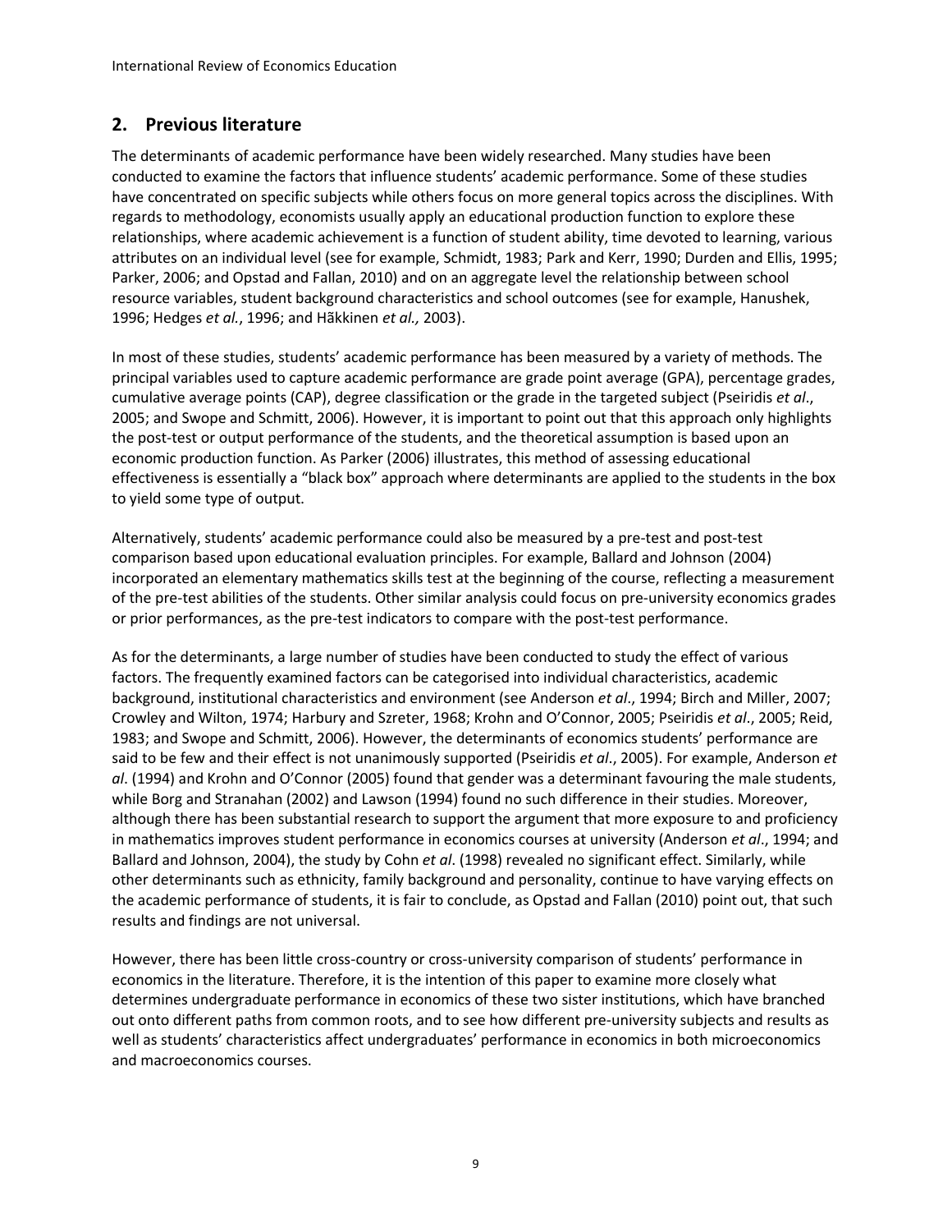## 2. Previous literature

The determinants of academic performance have been widely researched. Many studies have been conducted to examine the factors that influence students' academic performance. Some of these studies have concentrated on specific subjects while others focus on more general topics across the disciplines. With regards to methodology, economists usually apply an educational production function to explore these relationships, where academic achievement is a function of student ability, time devoted to learning, various attributes on an individual level (see for example, Schmidt, 1983; Park and Kerr, 1990; Durden and Ellis, 1995; Parker, 2006; and Opstad and Fallan, 2010) and on an aggregate level the relationship between school resource variables, student background characteristics and school outcomes (see for example, Hanushek, 1996; Hedges *et al.*, 1996; and Hãkkinen *et al.,* 2003).

In most of these studies, students' academic performance has been measured by a variety of methods. The principal variables used to capture academic performance are grade point average (GPA), percentage grades, cumulative average points (CAP), degree classification or the grade in the targeted subject (Pseiridis *et al*., 2005; and Swope and Schmitt, 2006). However, it is important to point out that this approach only highlights the post-test or output performance of the students, and the theoretical assumption is based upon an economic production function. As Parker (2006) illustrates, this method of assessing educational effectiveness is essentially a "black box" approach where determinants are applied to the students in the box to yield some type of output.

Alternatively, students' academic performance could also be measured by a pre-test and post-test comparison based upon educational evaluation principles. For example, Ballard and Johnson (2004) incorporated an elementary mathematics skills test at the beginning of the course, reflecting a measurement of the pre-test abilities of the students. Other similar analysis could focus on pre-university economics grades or prior performances, as the pre-test indicators to compare with the post-test performance.

As for the determinants, a large number of studies have been conducted to study the effect of various factors. The frequently examined factors can be categorised into individual characteristics, academic background, institutional characteristics and environment (see Anderson *et al*., 1994; Birch and Miller, 2007; Crowley and Wilton, 1974; Harbury and Szreter, 1968; Krohn and O'Connor, 2005; Pseiridis *et al*., 2005; Reid, 1983; and Swope and Schmitt, 2006). However, the determinants of economics students' performance are said to be few and their effect is not unanimously supported (Pseiridis *et al*., 2005). For example, Anderson *et al*. (1994) and Krohn and O'Connor (2005) found that gender was a determinant favouring the male students, while Borg and Stranahan (2002) and Lawson (1994) found no such difference in their studies. Moreover, although there has been substantial research to support the argument that more exposure to and proficiency in mathematics improves student performance in economics courses at university (Anderson *et al*., 1994; and Ballard and Johnson, 2004), the study by Cohn *et al*. (1998) revealed no significant effect. Similarly, while other determinants such as ethnicity, family background and personality, continue to have varying effects on the academic performance of students, it is fair to conclude, as Opstad and Fallan (2010) point out, that such results and findings are not universal.

However, there has been little cross-country or cross-university comparison of students' performance in economics in the literature. Therefore, it is the intention of this paper to examine more closely what determines undergraduate performance in economics of these two sister institutions, which have branched out onto different paths from common roots, and to see how different pre-university subjects and results as well as students' characteristics affect undergraduates' performance in economics in both microeconomics and macroeconomics courses.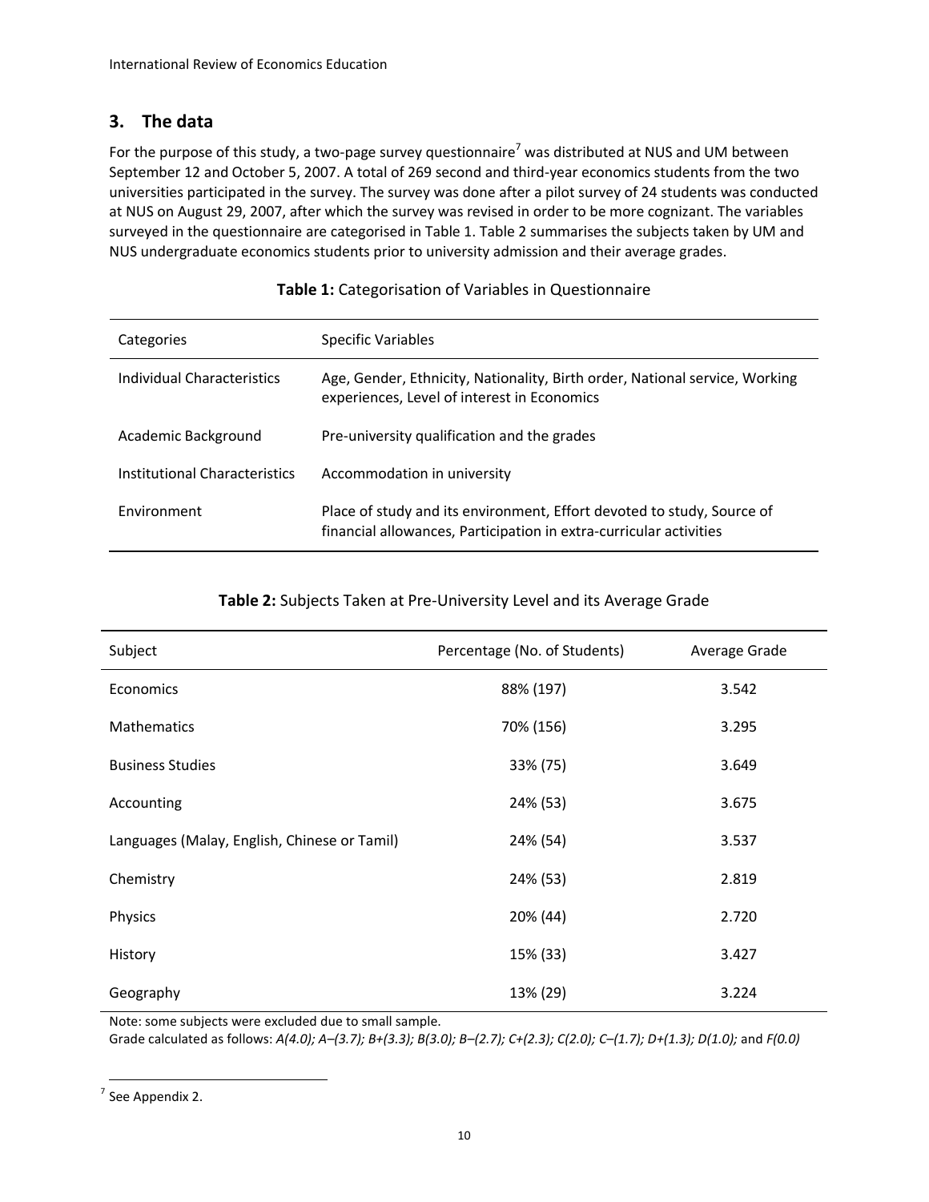## 3. The data

For the purpose of this study, a two-page survey questionnaire[7] was distributed at NUS and UM between September 12 and October 5, 2007. A total of 269 second and third-year economics students from the two universities participated in the survey. The survey was done after a pilot survey of 24 students was conducted at NUS on August 29, 2007, after which the survey was revised in order to be more cognizant. The variables surveyed in the questionnaire are categorised in Table 1. Table 2 summarises the subjects taken by UM and NUS undergraduate economics students prior to university admission and their average grades.

**Table 1:** Categorisation of Variables in Questionnaire

| Categories | Specific Variables |
|---|---|
| Individual Characteristics | Age, Gender, Ethnicity, Nationality, Birth order, National service, Working experiences, Level of interest in Economics |
| Academic Background | Pre-university qualification and the grades |
| Institutional Characteristics | Accommodation in university |
| Environment | Place of study and its environment, Effort devoted to study, Source of financial allowances, Participation in extra-curricular activities |

**Table 2:** Subjects Taken at Pre-University Level and its Average Grade

| Subject | Percentage (No. of Students) | Average Grade |
|---|---|---|
| Economics | 88% (197) | 3.542 |
| Mathematics | 70% (156) | 3.295 |
| Business Studies | 33% (75) | 3.649 |
| Accounting | 24% (53) | 3.675 |
| Languages (Malay, English, Chinese or Tamil) | 24% (54) | 3.537 |
| Chemistry | 24% (53) | 2.819 |
| Physics | 20% (44) | 2.720 |
| History | 15% (33) | 3.427 |
| Geography | 13% (29) | 3.224 |

Note: some subjects were excluded due to small sample.
Grade calculated as follows: *A(4.0); A–(3.7); B+(3.3); B(3.0); B–(2.7); C+(2.3); C(2.0); C–(1.7); D+(1.3); D(1.0);* and *F(0.0)*

[7] See Appendix 2.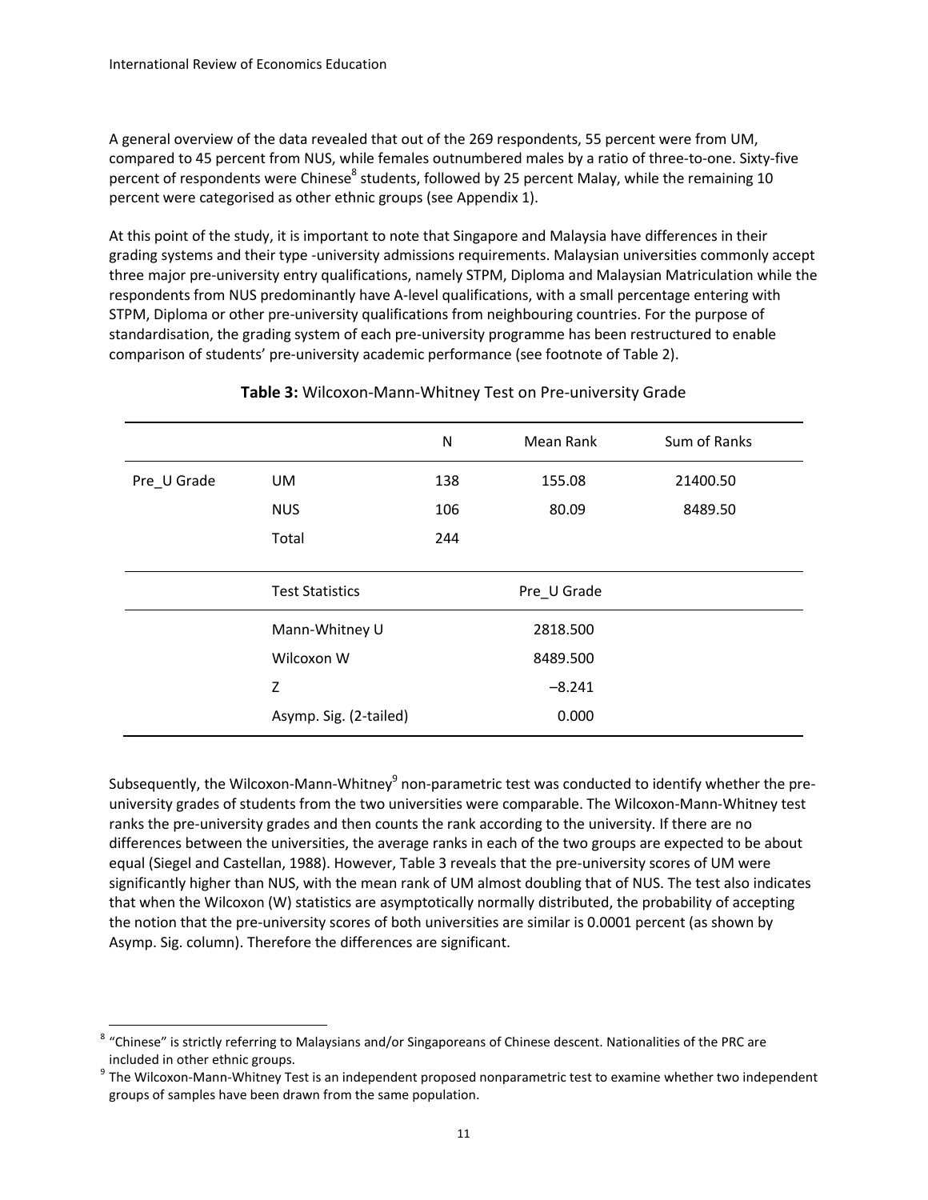A general overview of the data revealed that out of the 269 respondents, 55 percent were from UM, compared to 45 percent from NUS, while females outnumbered males by a ratio of three-to-one. Sixty-five percent of respondents were Chinese[8] students, followed by 25 percent Malay, while the remaining 10 percent were categorised as other ethnic groups (see Appendix 1).

At this point of the study, it is important to note that Singapore and Malaysia have differences in their grading systems and their type -university admissions requirements. Malaysian universities commonly accept three major pre-university entry qualifications, namely STPM, Diploma and Malaysian Matriculation while the respondents from NUS predominantly have A-level qualifications, with a small percentage entering with STPM, Diploma or other pre-university qualifications from neighbouring countries. For the purpose of standardisation, the grading system of each pre-university programme has been restructured to enable comparison of students' pre-university academic performance (see footnote of Table 2).

**Table 3:** Wilcoxon-Mann-Whitney Test on Pre-university Grade

| | | N | Mean Rank | Sum of Ranks |
|---|---|---|---|---|
| Pre_U Grade | UM | 138 | 155.08 | 21400.50 |
| | NUS | 106 | 80.09 | 8489.50 |
| | Total | 244 | | |
| | **Test Statistics** | | **Pre_U Grade** | |
| | Mann-Whitney U | | 2818.500 | |
| | Wilcoxon W | | 8489.500 | |
| | Z | | –8.241 | |
| | Asymp. Sig. (2-tailed) | | 0.000 | |

Subsequently, the Wilcoxon-Mann-Whitney[9] non-parametric test was conducted to identify whether the pre-university grades of students from the two universities were comparable. The Wilcoxon-Mann-Whitney test ranks the pre-university grades and then counts the rank according to the university. If there are no differences between the universities, the average ranks in each of the two groups are expected to be about equal (Siegel and Castellan, 1988). However, Table 3 reveals that the pre-university scores of UM were significantly higher than NUS, with the mean rank of UM almost doubling that of NUS. The test also indicates that when the Wilcoxon (W) statistics are asymptotically normally distributed, the probability of accepting the notion that the pre-university scores of both universities are similar is 0.0001 percent (as shown by Asymp. Sig. column). Therefore the differences are significant.

---

[8] "Chinese" is strictly referring to Malaysians and/or Singaporeans of Chinese descent. Nationalities of the PRC are included in other ethnic groups.

[9] The Wilcoxon-Mann-Whitney Test is an independent proposed nonparametric test to examine whether two independent groups of samples have been drawn from the same population.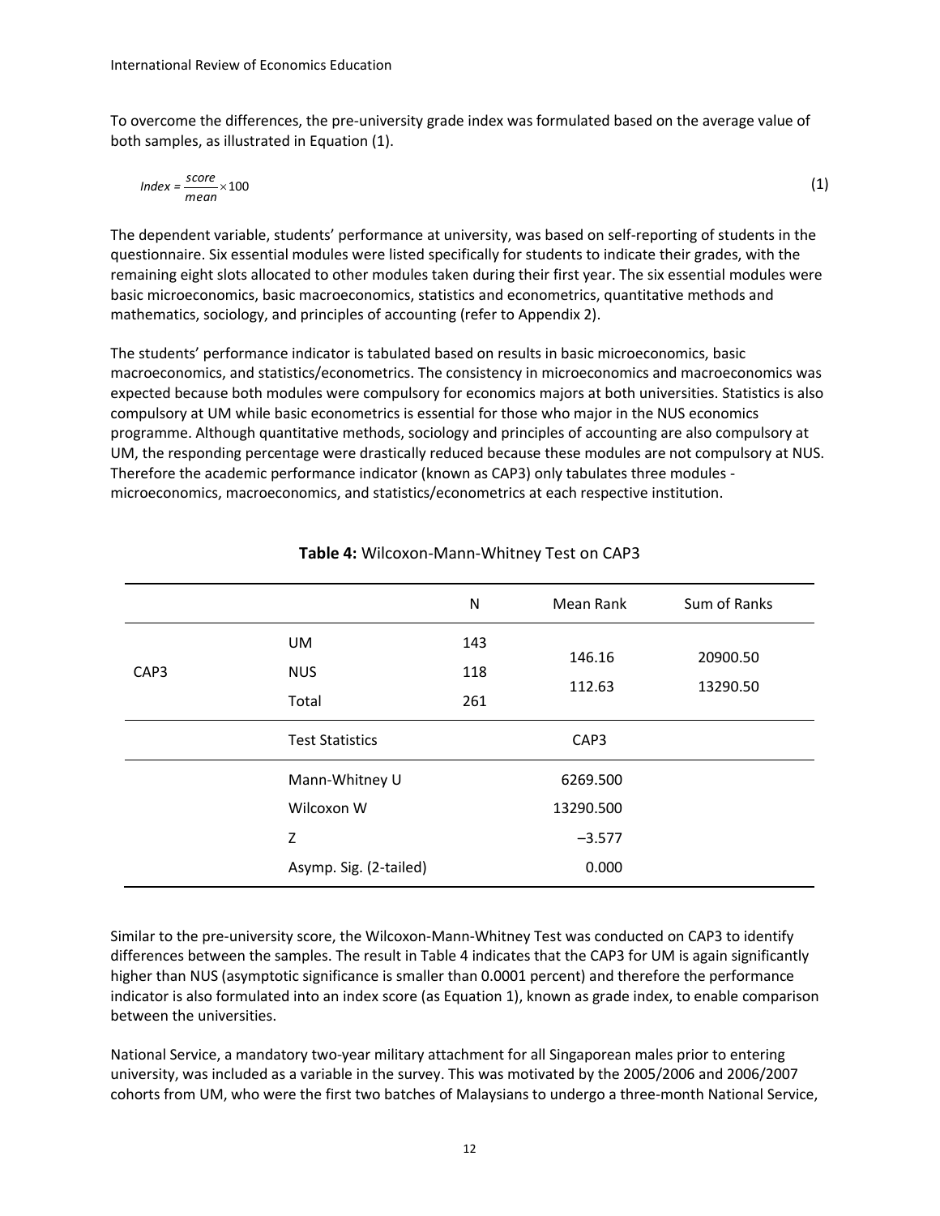To overcome the differences, the pre-university grade index was formulated based on the average value of both samples, as illustrated in Equation (1).

$$Index = \frac{score}{mean} \times 100 \qquad (1)$$

The dependent variable, students' performance at university, was based on self-reporting of students in the questionnaire. Six essential modules were listed specifically for students to indicate their grades, with the remaining eight slots allocated to other modules taken during their first year. The six essential modules were basic microeconomics, basic macroeconomics, statistics and econometrics, quantitative methods and mathematics, sociology, and principles of accounting (refer to Appendix 2).

The students' performance indicator is tabulated based on results in basic microeconomics, basic macroeconomics, and statistics/econometrics. The consistency in microeconomics and macroeconomics was expected because both modules were compulsory for economics majors at both universities. Statistics is also compulsory at UM while basic econometrics is essential for those who major in the NUS economics programme. Although quantitative methods, sociology and principles of accounting are also compulsory at UM, the responding percentage were drastically reduced because these modules are not compulsory at NUS. Therefore the academic performance indicator (known as CAP3) only tabulates three modules - microeconomics, macroeconomics, and statistics/econometrics at each respective institution.

**Table 4:** Wilcoxon-Mann-Whitney Test on CAP3

| | | N | Mean Rank | Sum of Ranks |
|---|---|---|---|---|
| CAP3 | UM | 143 | 146.16 | 20900.50 |
| | NUS | 118 | 112.63 | 13290.50 |
| | Total | 261 | | |
| | **Test Statistics** | | CAP3 | |
| | Mann-Whitney U | | 6269.500 | |
| | Wilcoxon W | | 13290.500 | |
| | Z | | –3.577 | |
| | Asymp. Sig. (2-tailed) | | 0.000 | |

Similar to the pre-university score, the Wilcoxon-Mann-Whitney Test was conducted on CAP3 to identify differences between the samples. The result in Table 4 indicates that the CAP3 for UM is again significantly higher than NUS (asymptotic significance is smaller than 0.0001 percent) and therefore the performance indicator is also formulated into an index score (as Equation 1), known as grade index, to enable comparison between the universities.

National Service, a mandatory two-year military attachment for all Singaporean males prior to entering university, was included as a variable in the survey. This was motivated by the 2005/2006 and 2006/2007 cohorts from UM, who were the first two batches of Malaysians to undergo a three-month National Service,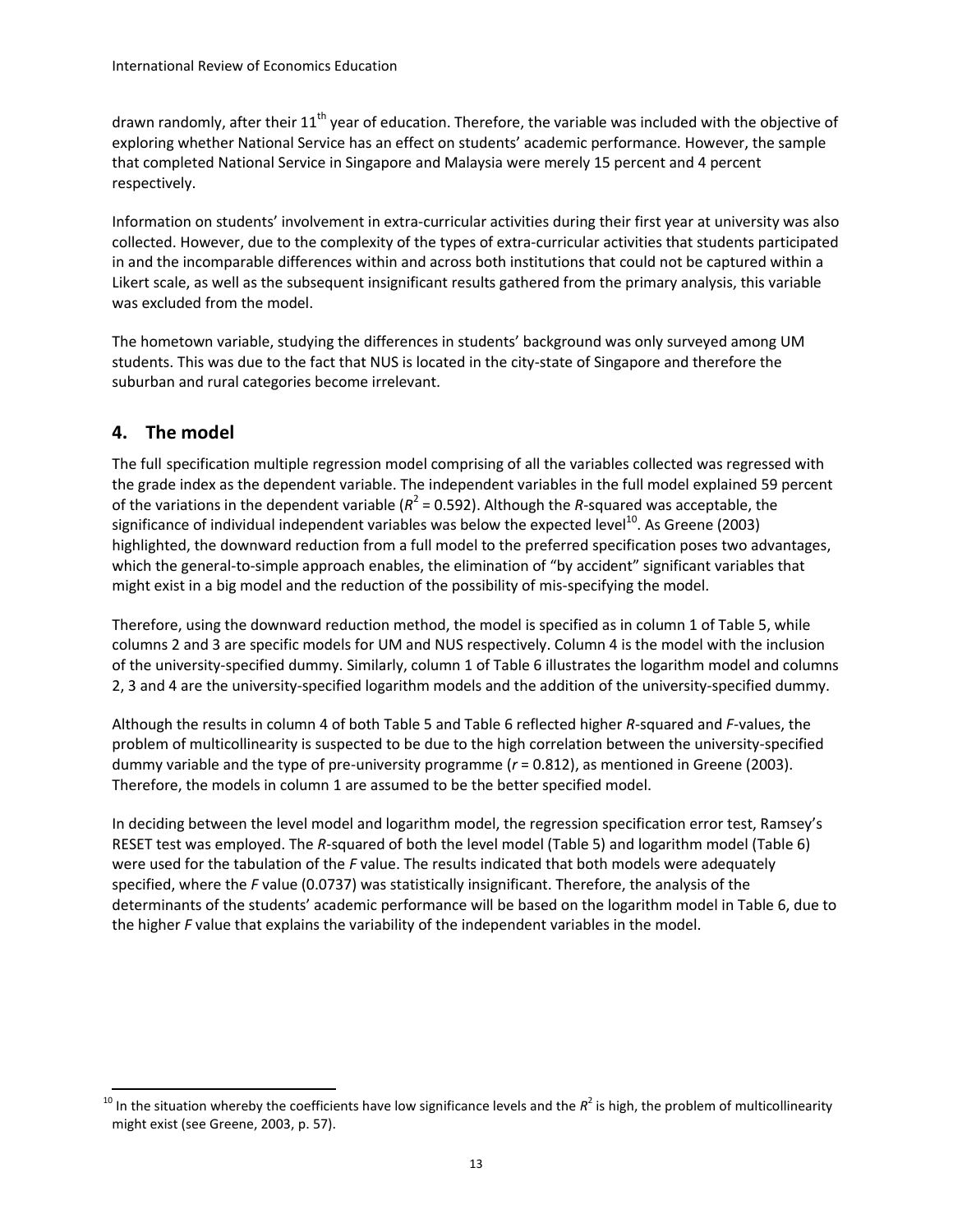drawn randomly, after their 11th year of education. Therefore, the variable was included with the objective of exploring whether National Service has an effect on students' academic performance. However, the sample that completed National Service in Singapore and Malaysia were merely 15 percent and 4 percent respectively.

Information on students' involvement in extra-curricular activities during their first year at university was also collected. However, due to the complexity of the types of extra-curricular activities that students participated in and the incomparable differences within and across both institutions that could not be captured within a Likert scale, as well as the subsequent insignificant results gathered from the primary analysis, this variable was excluded from the model.

The hometown variable, studying the differences in students' background was only surveyed among UM students. This was due to the fact that NUS is located in the city-state of Singapore and therefore the suburban and rural categories become irrelevant.

## 4. The model

The full specification multiple regression model comprising of all the variables collected was regressed with the grade index as the dependent variable. The independent variables in the full model explained 59 percent of the variations in the dependent variable ($R^2 = 0.592$). Although the *R*-squared was acceptable, the significance of individual independent variables was below the expected level[10]. As Greene (2003) highlighted, the downward reduction from a full model to the preferred specification poses two advantages, which the general-to-simple approach enables, the elimination of "by accident" significant variables that might exist in a big model and the reduction of the possibility of mis-specifying the model.

Therefore, using the downward reduction method, the model is specified as in column 1 of Table 5, while columns 2 and 3 are specific models for UM and NUS respectively. Column 4 is the model with the inclusion of the university-specified dummy. Similarly, column 1 of Table 6 illustrates the logarithm model and columns 2, 3 and 4 are the university-specified logarithm models and the addition of the university-specified dummy.

Although the results in column 4 of both Table 5 and Table 6 reflected higher *R*-squared and *F*-values, the problem of multicollinearity is suspected to be due to the high correlation between the university-specified dummy variable and the type of pre-university programme ($r = 0.812$), as mentioned in Greene (2003). Therefore, the models in column 1 are assumed to be the better specified model.

In deciding between the level model and logarithm model, the regression specification error test, Ramsey's RESET test was employed. The *R*-squared of both the level model (Table 5) and logarithm model (Table 6) were used for the tabulation of the *F* value. The results indicated that both models were adequately specified, where the *F* value (0.0737) was statistically insignificant. Therefore, the analysis of the determinants of the students' academic performance will be based on the logarithm model in Table 6, due to the higher *F* value that explains the variability of the independent variables in the model.

---

[10] In the situation whereby the coefficients have low significance levels and the $R^2$ is high, the problem of multicollinearity might exist (see Greene, 2003, p. 57).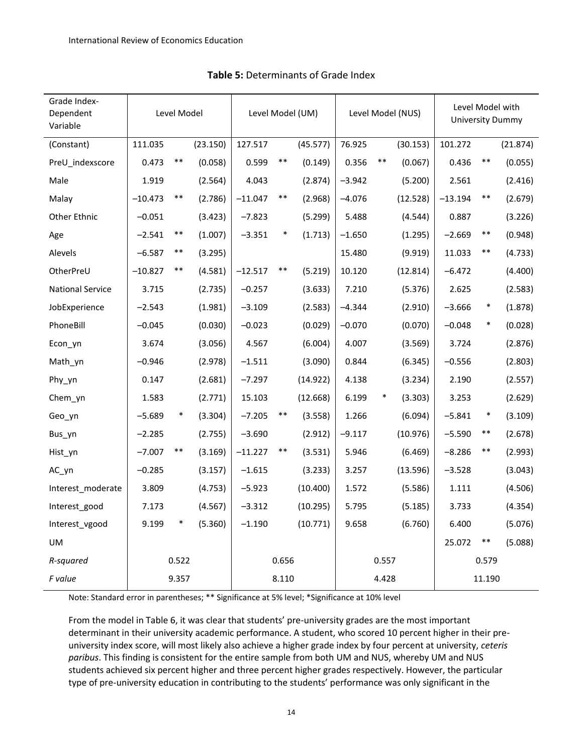**Table 5:** Determinants of Grade Index

| Grade Index-Dependent Variable | Level Model | | | Level Model (UM) | | | Level Model (NUS) | | | Level Model with University Dummy | | |
|---|---|---|---|---|---|---|---|---|---|---|---|---|
| (Constant) | 111.035 | | (23.150) | 127.517 | | (45.577) | 76.925 | | (30.153) | 101.272 | | (21.874) |
| PreU_indexscore | 0.473 | ** | (0.058) | 0.599 | ** | (0.149) | 0.356 | ** | (0.067) | 0.436 | ** | (0.055) |
| Male | 1.919 | | (2.564) | 4.043 | | (2.874) | −3.942 | | (5.200) | 2.561 | | (2.416) |
| Malay | −10.473 | ** | (2.786) | −11.047 | ** | (2.968) | −4.076 | | (12.528) | −13.194 | ** | (2.679) |
| Other Ethnic | −0.051 | | (3.423) | −7.823 | | (5.299) | 5.488 | | (4.544) | 0.887 | | (3.226) |
| Age | −2.541 | ** | (1.007) | −3.351 | * | (1.713) | −1.650 | | (1.295) | −2.669 | ** | (0.948) |
| Alevels | −6.587 | ** | (3.295) | | | | 15.480 | | (9.919) | 11.033 | ** | (4.733) |
| OtherPreU | −10.827 | ** | (4.581) | −12.517 | ** | (5.219) | 10.120 | | (12.814) | −6.472 | | (4.400) |
| National Service | 3.715 | | (2.735) | −0.257 | | (3.633) | 7.210 | | (5.376) | 2.625 | | (2.583) |
| JobExperience | −2.543 | | (1.981) | −3.109 | | (2.583) | −4.344 | | (2.910) | −3.666 | * | (1.878) |
| PhoneBill | −0.045 | | (0.030) | −0.023 | | (0.029) | −0.070 | | (0.070) | −0.048 | * | (0.028) |
| Econ_yn | 3.674 | | (3.056) | 4.567 | | (6.004) | 4.007 | | (3.569) | 3.724 | | (2.876) |
| Math_yn | −0.946 | | (2.978) | −1.511 | | (3.090) | 0.844 | | (6.345) | −0.556 | | (2.803) |
| Phy_yn | 0.147 | | (2.681) | −7.297 | | (14.922) | 4.138 | | (3.234) | 2.190 | | (2.557) |
| Chem_yn | 1.583 | | (2.771) | 15.103 | | (12.668) | 6.199 | * | (3.303) | 3.253 | | (2.629) |
| Geo_yn | −5.689 | * | (3.304) | −7.205 | ** | (3.558) | 1.266 | | (6.094) | −5.841 | * | (3.109) |
| Bus_yn | −2.285 | | (2.755) | −3.690 | | (2.912) | −9.117 | | (10.976) | −5.590 | ** | (2.678) |
| Hist_yn | −7.007 | ** | (3.169) | −11.227 | ** | (3.531) | 5.946 | | (6.469) | −8.286 | ** | (2.993) |
| AC_yn | −0.285 | | (3.157) | −1.615 | | (3.233) | 3.257 | | (13.596) | −3.528 | | (3.043) |
| Interest_moderate | 3.809 | | (4.753) | −5.923 | | (10.400) | 1.572 | | (5.586) | 1.111 | | (4.506) |
| Interest_good | 7.173 | | (4.567) | −3.312 | | (10.295) | 5.795 | | (5.185) | 3.733 | | (4.354) |
| Interest_vgood | 9.199 | * | (5.360) | −1.190 | | (10.771) | 9.658 | | (6.760) | 6.400 | | (5.076) |
| UM | | | | | | | | | | 25.072 | ** | (5.088) |
| *R-squared* | 0.522 | | | 0.656 | | | 0.557 | | | 0.579 | | |
| *F value* | 9.357 | | | 8.110 | | | 4.428 | | | 11.190 | | |

Note: Standard error in parentheses; ** Significance at 5% level; *Significance at 10% level

From the model in Table 6, it was clear that students' pre-university grades are the most important determinant in their university academic performance. A student, who scored 10 percent higher in their pre-university index score, will most likely also achieve a higher grade index by four percent at university, *ceteris paribus*. This finding is consistent for the entire sample from both UM and NUS, whereby UM and NUS students achieved six percent higher and three percent higher grades respectively. However, the particular type of pre-university education in contributing to the students' performance was only significant in the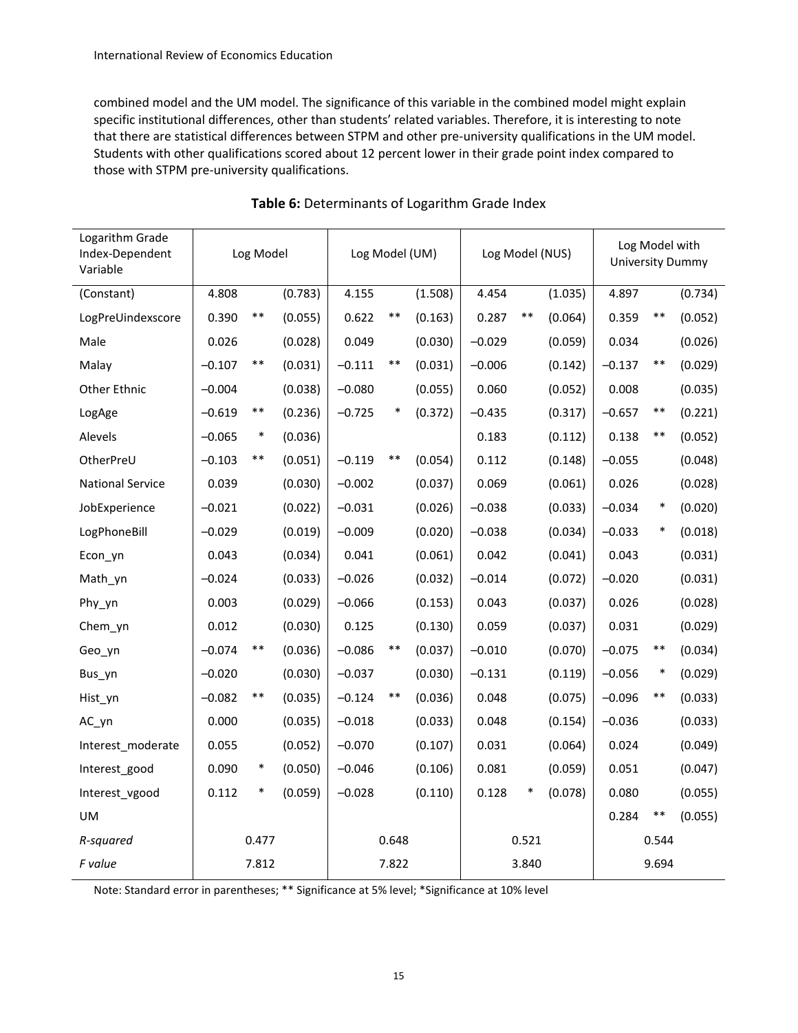combined model and the UM model. The significance of this variable in the combined model might explain specific institutional differences, other than students' related variables. Therefore, it is interesting to note that there are statistical differences between STPM and other pre-university qualifications in the UM model. Students with other qualifications scored about 12 percent lower in their grade point index compared to those with STPM pre-university qualifications.

**Table 6:** Determinants of Logarithm Grade Index

| Logarithm Grade Index-Dependent Variable | Log Model | | | Log Model (UM) | | | Log Model (NUS) | | | Log Model with University Dummy | | |
|---|---|---|---|---|---|---|---|---|---|---|---|---|
| (Constant) | 4.808 | | (0.783) | 4.155 | | (1.508) | 4.454 | | (1.035) | 4.897 | | (0.734) |
| LogPreUindexscore | 0.390 | ** | (0.055) | 0.622 | ** | (0.163) | 0.287 | ** | (0.064) | 0.359 | ** | (0.052) |
| Male | 0.026 | | (0.028) | 0.049 | | (0.030) | −0.029 | | (0.059) | 0.034 | | (0.026) |
| Malay | −0.107 | ** | (0.031) | −0.111 | ** | (0.031) | −0.006 | | (0.142) | −0.137 | ** | (0.029) |
| Other Ethnic | −0.004 | | (0.038) | −0.080 | | (0.055) | 0.060 | | (0.052) | 0.008 | | (0.035) |
| LogAge | −0.619 | ** | (0.236) | −0.725 | * | (0.372) | −0.435 | | (0.317) | −0.657 | ** | (0.221) |
| Alevels | −0.065 | * | (0.036) | | | | 0.183 | | (0.112) | 0.138 | ** | (0.052) |
| OtherPreU | −0.103 | ** | (0.051) | −0.119 | ** | (0.054) | 0.112 | | (0.148) | −0.055 | | (0.048) |
| National Service | 0.039 | | (0.030) | −0.002 | | (0.037) | 0.069 | | (0.061) | 0.026 | | (0.028) |
| JobExperience | −0.021 | | (0.022) | −0.031 | | (0.026) | −0.038 | | (0.033) | −0.034 | * | (0.020) |
| LogPhoneBill | −0.029 | | (0.019) | −0.009 | | (0.020) | −0.038 | | (0.034) | −0.033 | * | (0.018) |
| Econ_yn | 0.043 | | (0.034) | 0.041 | | (0.061) | 0.042 | | (0.041) | 0.043 | | (0.031) |
| Math_yn | −0.024 | | (0.033) | −0.026 | | (0.032) | −0.014 | | (0.072) | −0.020 | | (0.031) |
| Phy_yn | 0.003 | | (0.029) | −0.066 | | (0.153) | 0.043 | | (0.037) | 0.026 | | (0.028) |
| Chem_yn | 0.012 | | (0.030) | 0.125 | | (0.130) | 0.059 | | (0.037) | 0.031 | | (0.029) |
| Geo_yn | −0.074 | ** | (0.036) | −0.086 | ** | (0.037) | −0.010 | | (0.070) | −0.075 | ** | (0.034) |
| Bus_yn | −0.020 | | (0.030) | −0.037 | | (0.030) | −0.131 | | (0.119) | −0.056 | * | (0.029) |
| Hist_yn | −0.082 | ** | (0.035) | −0.124 | ** | (0.036) | 0.048 | | (0.075) | −0.096 | ** | (0.033) |
| AC_yn | 0.000 | | (0.035) | −0.018 | | (0.033) | 0.048 | | (0.154) | −0.036 | | (0.033) |
| Interest_moderate | 0.055 | | (0.052) | −0.070 | | (0.107) | 0.031 | | (0.064) | 0.024 | | (0.049) |
| Interest_good | 0.090 | * | (0.050) | −0.046 | | (0.106) | 0.081 | | (0.059) | 0.051 | | (0.047) |
| Interest_vgood | 0.112 | * | (0.059) | −0.028 | | (0.110) | 0.128 | * | (0.078) | 0.080 | | (0.055) |
| UM | | | | | | | | | | 0.284 | ** | (0.055) |
| *R-squared* | | 0.477 | | | 0.648 | | | 0.521 | | | 0.544 | |
| *F value* | | 7.812 | | | 7.822 | | | 3.840 | | | 9.694 | |

Note: Standard error in parentheses; ** Significance at 5% level; *Significance at 10% level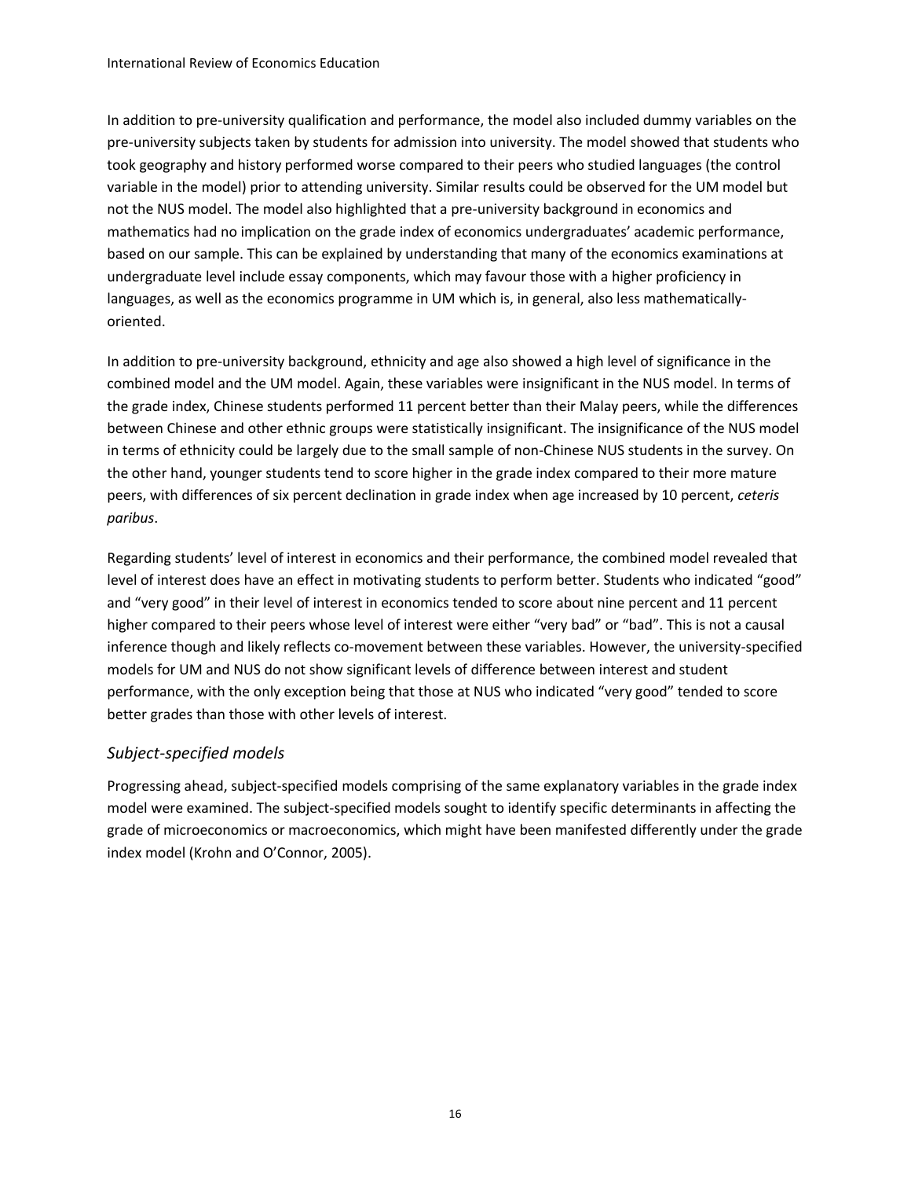In addition to pre-university qualification and performance, the model also included dummy variables on the pre-university subjects taken by students for admission into university. The model showed that students who took geography and history performed worse compared to their peers who studied languages (the control variable in the model) prior to attending university. Similar results could be observed for the UM model but not the NUS model. The model also highlighted that a pre-university background in economics and mathematics had no implication on the grade index of economics undergraduates' academic performance, based on our sample. This can be explained by understanding that many of the economics examinations at undergraduate level include essay components, which may favour those with a higher proficiency in languages, as well as the economics programme in UM which is, in general, also less mathematically-oriented.

In addition to pre-university background, ethnicity and age also showed a high level of significance in the combined model and the UM model. Again, these variables were insignificant in the NUS model. In terms of the grade index, Chinese students performed 11 percent better than their Malay peers, while the differences between Chinese and other ethnic groups were statistically insignificant. The insignificance of the NUS model in terms of ethnicity could be largely due to the small sample of non-Chinese NUS students in the survey. On the other hand, younger students tend to score higher in the grade index compared to their more mature peers, with differences of six percent declination in grade index when age increased by 10 percent, *ceteris paribus*.

Regarding students' level of interest in economics and their performance, the combined model revealed that level of interest does have an effect in motivating students to perform better. Students who indicated "good" and "very good" in their level of interest in economics tended to score about nine percent and 11 percent higher compared to their peers whose level of interest were either "very bad" or "bad". This is not a causal inference though and likely reflects co-movement between these variables. However, the university-specified models for UM and NUS do not show significant levels of difference between interest and student performance, with the only exception being that those at NUS who indicated "very good" tended to score better grades than those with other levels of interest.

### *Subject-specified models*

Progressing ahead, subject-specified models comprising of the same explanatory variables in the grade index model were examined. The subject-specified models sought to identify specific determinants in affecting the grade of microeconomics or macroeconomics, which might have been manifested differently under the grade index model (Krohn and O'Connor, 2005).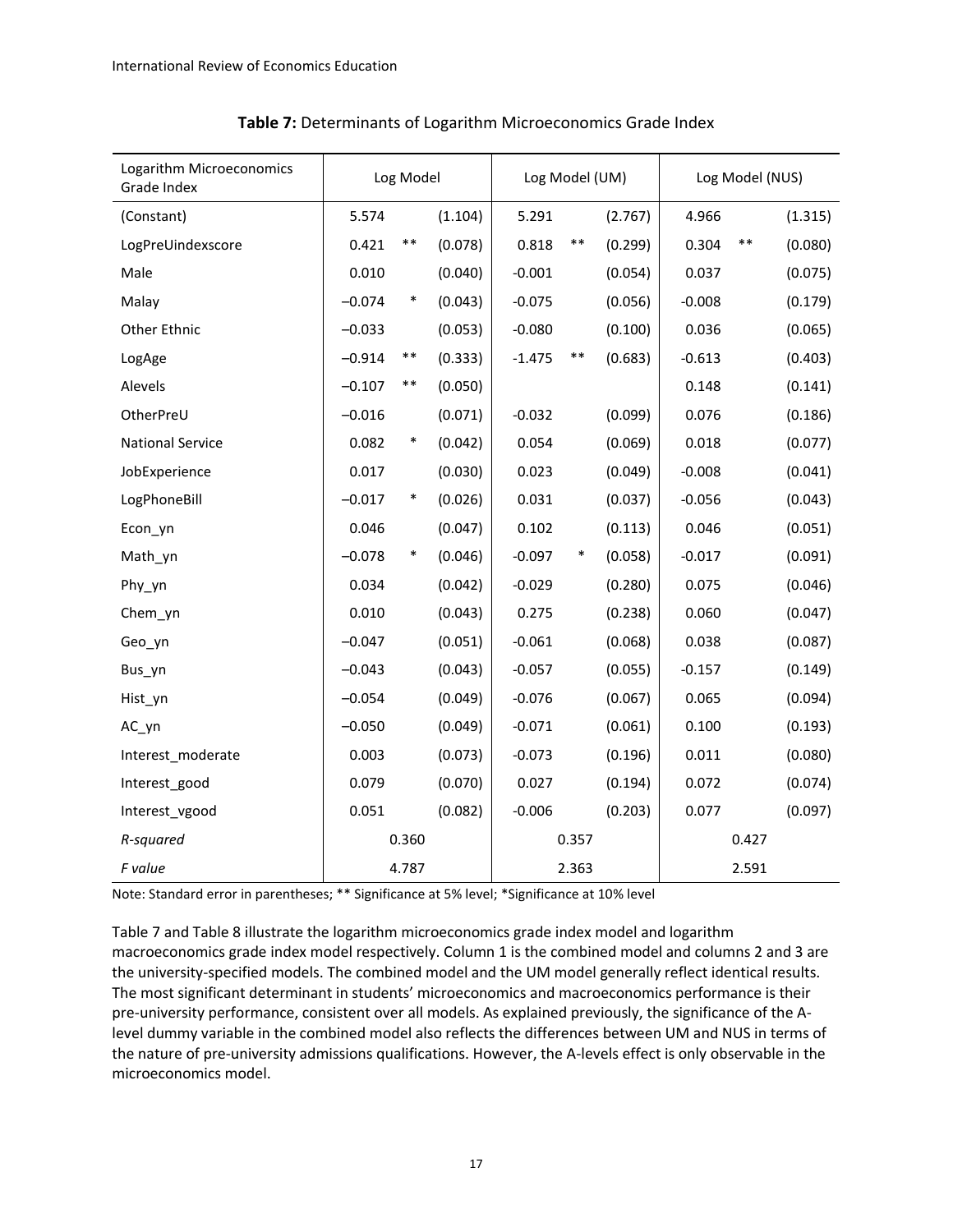**Table 7:** Determinants of Logarithm Microeconomics Grade Index

| Logarithm Microeconomics Grade Index | Log Model | | | Log Model (UM) | | | Log Model (NUS) | | |
|---|---|---|---|---|---|---|---|---|---|
| (Constant) | 5.574 | | (1.104) | 5.291 | | (2.767) | 4.966 | | (1.315) |
| LogPreUindexscore | 0.421 | ** | (0.078) | 0.818 | ** | (0.299) | 0.304 | ** | (0.080) |
| Male | 0.010 | | (0.040) | -0.001 | | (0.054) | 0.037 | | (0.075) |
| Malay | –0.074 | * | (0.043) | -0.075 | | (0.056) | -0.008 | | (0.179) |
| Other Ethnic | –0.033 | | (0.053) | -0.080 | | (0.100) | 0.036 | | (0.065) |
| LogAge | –0.914 | ** | (0.333) | -1.475 | ** | (0.683) | -0.613 | | (0.403) |
| Alevels | –0.107 | ** | (0.050) | | | | 0.148 | | (0.141) |
| OtherPreU | –0.016 | | (0.071) | -0.032 | | (0.099) | 0.076 | | (0.186) |
| National Service | 0.082 | * | (0.042) | 0.054 | | (0.069) | 0.018 | | (0.077) |
| JobExperience | 0.017 | | (0.030) | 0.023 | | (0.049) | -0.008 | | (0.041) |
| LogPhoneBill | –0.017 | * | (0.026) | 0.031 | | (0.037) | -0.056 | | (0.043) |
| Econ_yn | 0.046 | | (0.047) | 0.102 | | (0.113) | 0.046 | | (0.051) |
| Math_yn | –0.078 | * | (0.046) | -0.097 | * | (0.058) | -0.017 | | (0.091) |
| Phy_yn | 0.034 | | (0.042) | -0.029 | | (0.280) | 0.075 | | (0.046) |
| Chem_yn | 0.010 | | (0.043) | 0.275 | | (0.238) | 0.060 | | (0.047) |
| Geo_yn | –0.047 | | (0.051) | -0.061 | | (0.068) | 0.038 | | (0.087) |
| Bus_yn | –0.043 | | (0.043) | -0.057 | | (0.055) | -0.157 | | (0.149) |
| Hist_yn | –0.054 | | (0.049) | -0.076 | | (0.067) | 0.065 | | (0.094) |
| AC_yn | –0.050 | | (0.049) | -0.071 | | (0.061) | 0.100 | | (0.193) |
| Interest_moderate | 0.003 | | (0.073) | -0.073 | | (0.196) | 0.011 | | (0.080) |
| Interest_good | 0.079 | | (0.070) | 0.027 | | (0.194) | 0.072 | | (0.074) |
| Interest_vgood | 0.051 | | (0.082) | -0.006 | | (0.203) | 0.077 | | (0.097) |
| *R-squared* | 0.360 | | | 0.357 | | | 0.427 | | |
| *F value* | 4.787 | | | 2.363 | | | 2.591 | | |

Note: Standard error in parentheses; ** Significance at 5% level; *Significance at 10% level

Table 7 and Table 8 illustrate the logarithm microeconomics grade index model and logarithm macroeconomics grade index model respectively. Column 1 is the combined model and columns 2 and 3 are the university-specified models. The combined model and the UM model generally reflect identical results. The most significant determinant in students' microeconomics and macroeconomics performance is their pre-university performance, consistent over all models. As explained previously, the significance of the A-level dummy variable in the combined model also reflects the differences between UM and NUS in terms of the nature of pre-university admissions qualifications. However, the A-levels effect is only observable in the microeconomics model.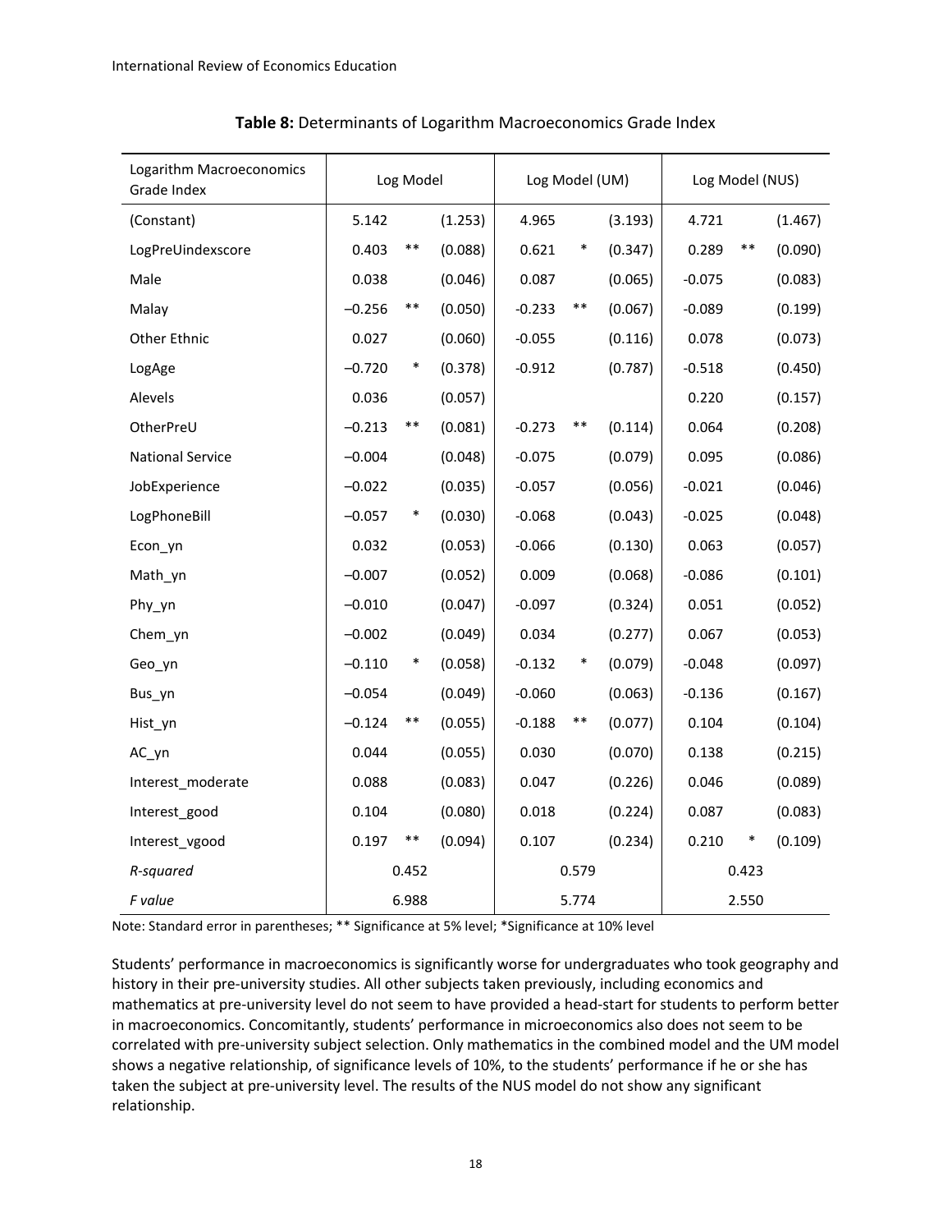**Table 8:** Determinants of Logarithm Macroeconomics Grade Index

| Logarithm Macroeconomics Grade Index | Log Model | | | Log Model (UM) | | | Log Model (NUS) | | |
|---|---|---|---|---|---|---|---|---|---|
| (Constant) | 5.142 | | (1.253) | 4.965 | | (3.193) | 4.721 | | (1.467) |
| LogPreUindexscore | 0.403 | ** | (0.088) | 0.621 | * | (0.347) | 0.289 | ** | (0.090) |
| Male | 0.038 | | (0.046) | 0.087 | | (0.065) | -0.075 | | (0.083) |
| Malay | –0.256 | ** | (0.050) | -0.233 | ** | (0.067) | -0.089 | | (0.199) |
| Other Ethnic | 0.027 | | (0.060) | -0.055 | | (0.116) | 0.078 | | (0.073) |
| LogAge | –0.720 | * | (0.378) | -0.912 | | (0.787) | -0.518 | | (0.450) |
| Alevels | 0.036 | | (0.057) | | | | 0.220 | | (0.157) |
| OtherPreU | –0.213 | ** | (0.081) | -0.273 | ** | (0.114) | 0.064 | | (0.208) |
| National Service | –0.004 | | (0.048) | -0.075 | | (0.079) | 0.095 | | (0.086) |
| JobExperience | –0.022 | | (0.035) | -0.057 | | (0.056) | -0.021 | | (0.046) |
| LogPhoneBill | –0.057 | * | (0.030) | -0.068 | | (0.043) | -0.025 | | (0.048) |
| Econ_yn | 0.032 | | (0.053) | -0.066 | | (0.130) | 0.063 | | (0.057) |
| Math_yn | –0.007 | | (0.052) | 0.009 | | (0.068) | -0.086 | | (0.101) |
| Phy_yn | –0.010 | | (0.047) | -0.097 | | (0.324) | 0.051 | | (0.052) |
| Chem_yn | –0.002 | | (0.049) | 0.034 | | (0.277) | 0.067 | | (0.053) |
| Geo_yn | –0.110 | * | (0.058) | -0.132 | * | (0.079) | -0.048 | | (0.097) |
| Bus_yn | –0.054 | | (0.049) | -0.060 | | (0.063) | -0.136 | | (0.167) |
| Hist_yn | –0.124 | ** | (0.055) | -0.188 | ** | (0.077) | 0.104 | | (0.104) |
| AC_yn | 0.044 | | (0.055) | 0.030 | | (0.070) | 0.138 | | (0.215) |
| Interest_moderate | 0.088 | | (0.083) | 0.047 | | (0.226) | 0.046 | | (0.089) |
| Interest_good | 0.104 | | (0.080) | 0.018 | | (0.224) | 0.087 | | (0.083) |
| Interest_vgood | 0.197 | ** | (0.094) | 0.107 | | (0.234) | 0.210 | * | (0.109) |
| *R-squared* | | 0.452 | | | 0.579 | | | 0.423 | |
| *F value* | | 6.988 | | | 5.774 | | | 2.550 | |

Note: Standard error in parentheses; ** Significance at 5% level; *Significance at 10% level

Students' performance in macroeconomics is significantly worse for undergraduates who took geography and history in their pre-university studies. All other subjects taken previously, including economics and mathematics at pre-university level do not seem to have provided a head-start for students to perform better in macroeconomics. Concomitantly, students' performance in microeconomics also does not seem to be correlated with pre-university subject selection. Only mathematics in the combined model and the UM model shows a negative relationship, of significance levels of 10%, to the students' performance if he or she has taken the subject at pre-university level. The results of the NUS model do not show any significant relationship.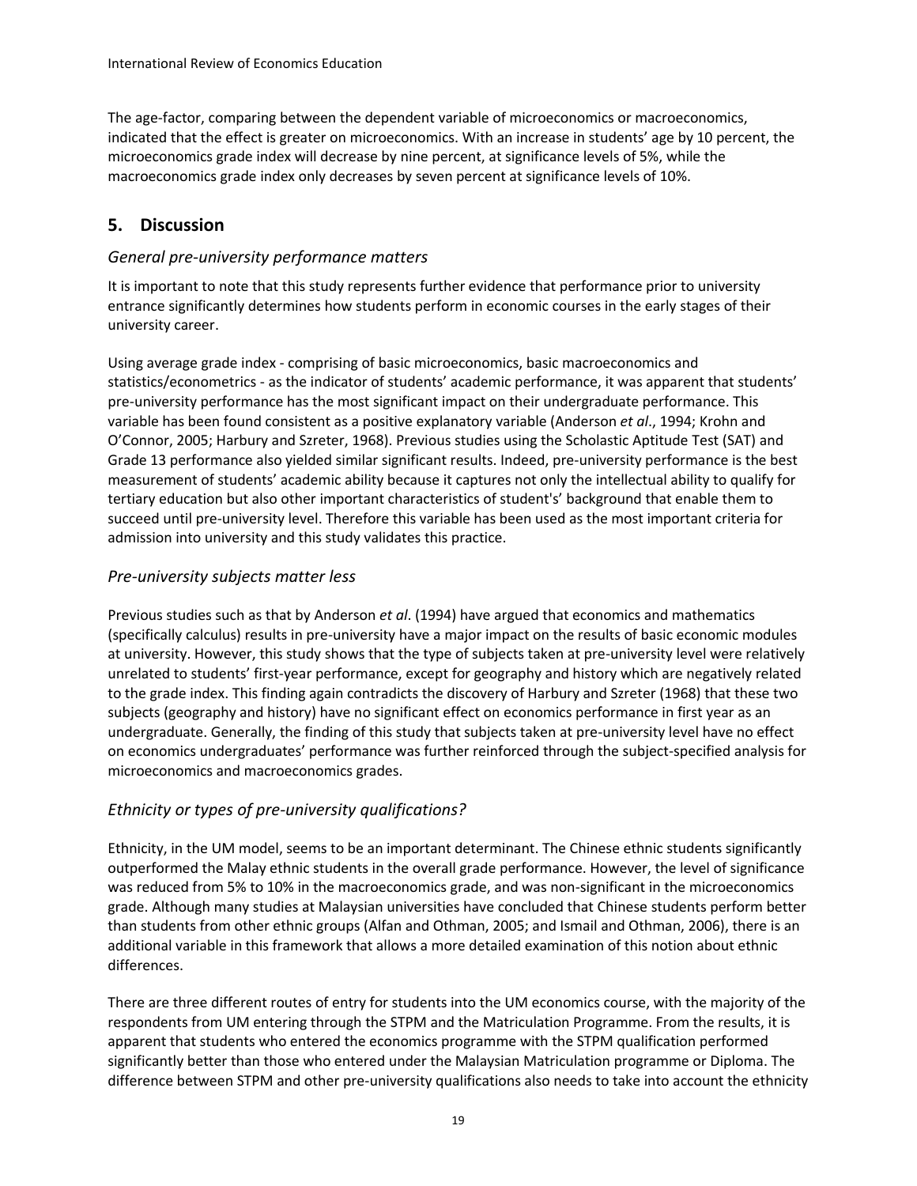The age-factor, comparing between the dependent variable of microeconomics or macroeconomics, indicated that the effect is greater on microeconomics. With an increase in students' age by 10 percent, the microeconomics grade index will decrease by nine percent, at significance levels of 5%, while the macroeconomics grade index only decreases by seven percent at significance levels of 10%.

## 5. Discussion

### *General pre-university performance matters*

It is important to note that this study represents further evidence that performance prior to university entrance significantly determines how students perform in economic courses in the early stages of their university career.

Using average grade index - comprising of basic microeconomics, basic macroeconomics and statistics/econometrics - as the indicator of students' academic performance, it was apparent that students' pre-university performance has the most significant impact on their undergraduate performance. This variable has been found consistent as a positive explanatory variable (Anderson *et al*., 1994; Krohn and O'Connor, 2005; Harbury and Szreter, 1968). Previous studies using the Scholastic Aptitude Test (SAT) and Grade 13 performance also yielded similar significant results. Indeed, pre-university performance is the best measurement of students' academic ability because it captures not only the intellectual ability to qualify for tertiary education but also other important characteristics of student's' background that enable them to succeed until pre-university level. Therefore this variable has been used as the most important criteria for admission into university and this study validates this practice.

### *Pre-university subjects matter less*

Previous studies such as that by Anderson *et al*. (1994) have argued that economics and mathematics (specifically calculus) results in pre-university have a major impact on the results of basic economic modules at university. However, this study shows that the type of subjects taken at pre-university level were relatively unrelated to students' first-year performance, except for geography and history which are negatively related to the grade index. This finding again contradicts the discovery of Harbury and Szreter (1968) that these two subjects (geography and history) have no significant effect on economics performance in first year as an undergraduate. Generally, the finding of this study that subjects taken at pre-university level have no effect on economics undergraduates' performance was further reinforced through the subject-specified analysis for microeconomics and macroeconomics grades.

### *Ethnicity or types of pre-university qualifications?*

Ethnicity, in the UM model, seems to be an important determinant. The Chinese ethnic students significantly outperformed the Malay ethnic students in the overall grade performance. However, the level of significance was reduced from 5% to 10% in the macroeconomics grade, and was non-significant in the microeconomics grade. Although many studies at Malaysian universities have concluded that Chinese students perform better than students from other ethnic groups (Alfan and Othman, 2005; and Ismail and Othman, 2006), there is an additional variable in this framework that allows a more detailed examination of this notion about ethnic differences.

There are three different routes of entry for students into the UM economics course, with the majority of the respondents from UM entering through the STPM and the Matriculation Programme. From the results, it is apparent that students who entered the economics programme with the STPM qualification performed significantly better than those who entered under the Malaysian Matriculation programme or Diploma. The difference between STPM and other pre-university qualifications also needs to take into account the ethnicity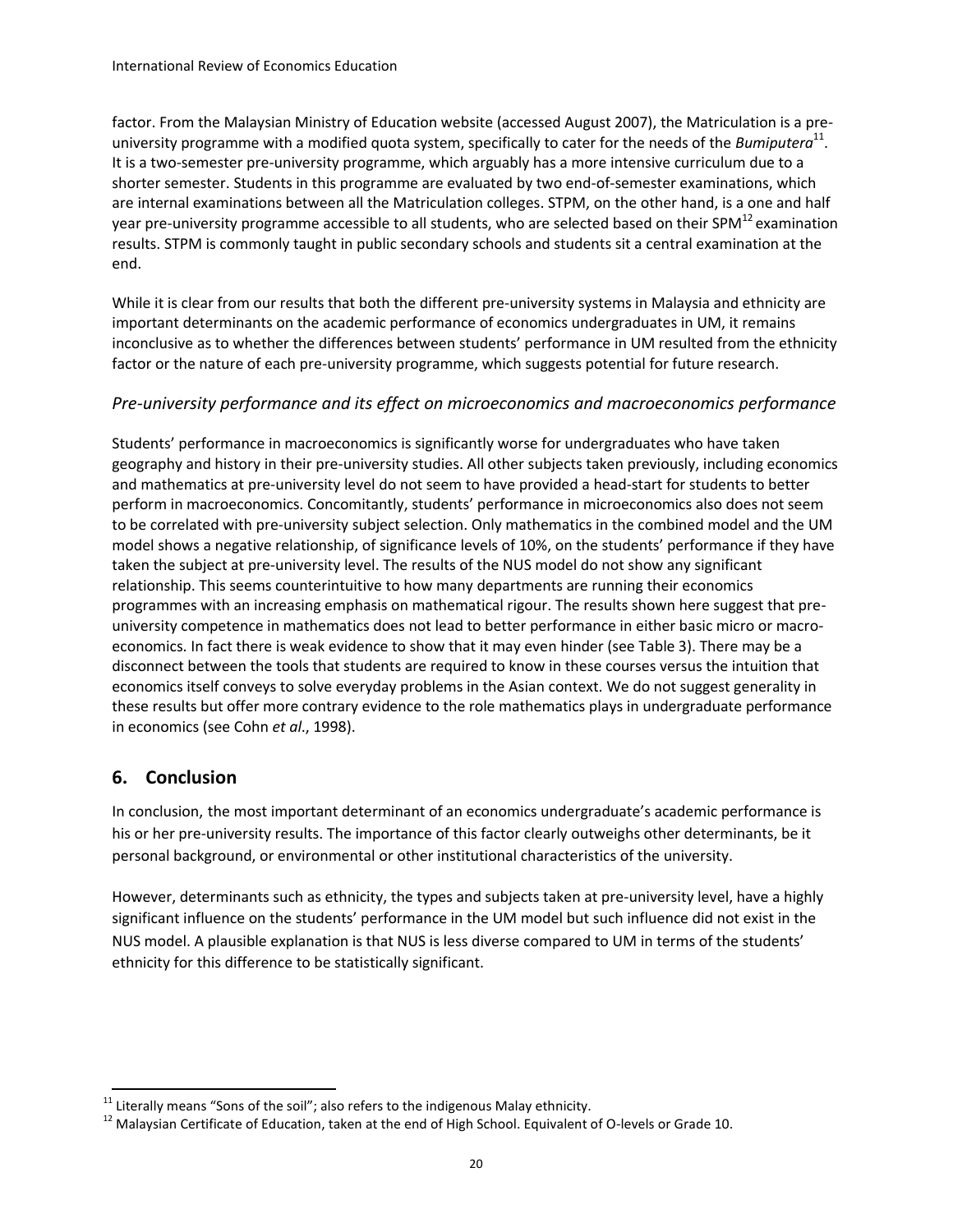factor. From the Malaysian Ministry of Education website (accessed August 2007), the Matriculation is a pre-university programme with a modified quota system, specifically to cater for the needs of the *Bumiputera*[11]. It is a two-semester pre-university programme, which arguably has a more intensive curriculum due to a shorter semester. Students in this programme are evaluated by two end-of-semester examinations, which are internal examinations between all the Matriculation colleges. STPM, on the other hand, is a one and half year pre-university programme accessible to all students, who are selected based on their SPM[12] examination results. STPM is commonly taught in public secondary schools and students sit a central examination at the end.

While it is clear from our results that both the different pre-university systems in Malaysia and ethnicity are important determinants on the academic performance of economics undergraduates in UM, it remains inconclusive as to whether the differences between students' performance in UM resulted from the ethnicity factor or the nature of each pre-university programme, which suggests potential for future research.

### *Pre-university performance and its effect on microeconomics and macroeconomics performance*

Students' performance in macroeconomics is significantly worse for undergraduates who have taken geography and history in their pre-university studies. All other subjects taken previously, including economics and mathematics at pre-university level do not seem to have provided a head-start for students to better perform in macroeconomics. Concomitantly, students' performance in microeconomics also does not seem to be correlated with pre-university subject selection. Only mathematics in the combined model and the UM model shows a negative relationship, of significance levels of 10%, on the students' performance if they have taken the subject at pre-university level. The results of the NUS model do not show any significant relationship. This seems counterintuitive to how many departments are running their economics programmes with an increasing emphasis on mathematical rigour. The results shown here suggest that pre-university competence in mathematics does not lead to better performance in either basic micro or macro-economics. In fact there is weak evidence to show that it may even hinder (see Table 3). There may be a disconnect between the tools that students are required to know in these courses versus the intuition that economics itself conveys to solve everyday problems in the Asian context. We do not suggest generality in these results but offer more contrary evidence to the role mathematics plays in undergraduate performance in economics (see Cohn *et al*., 1998).

## 6. Conclusion

In conclusion, the most important determinant of an economics undergraduate's academic performance is his or her pre-university results. The importance of this factor clearly outweighs other determinants, be it personal background, or environmental or other institutional characteristics of the university.

However, determinants such as ethnicity, the types and subjects taken at pre-university level, have a highly significant influence on the students' performance in the UM model but such influence did not exist in the NUS model. A plausible explanation is that NUS is less diverse compared to UM in terms of the students' ethnicity for this difference to be statistically significant.

[11] Literally means "Sons of the soil"; also refers to the indigenous Malay ethnicity.

[12] Malaysian Certificate of Education, taken at the end of High School. Equivalent of O-levels or Grade 10.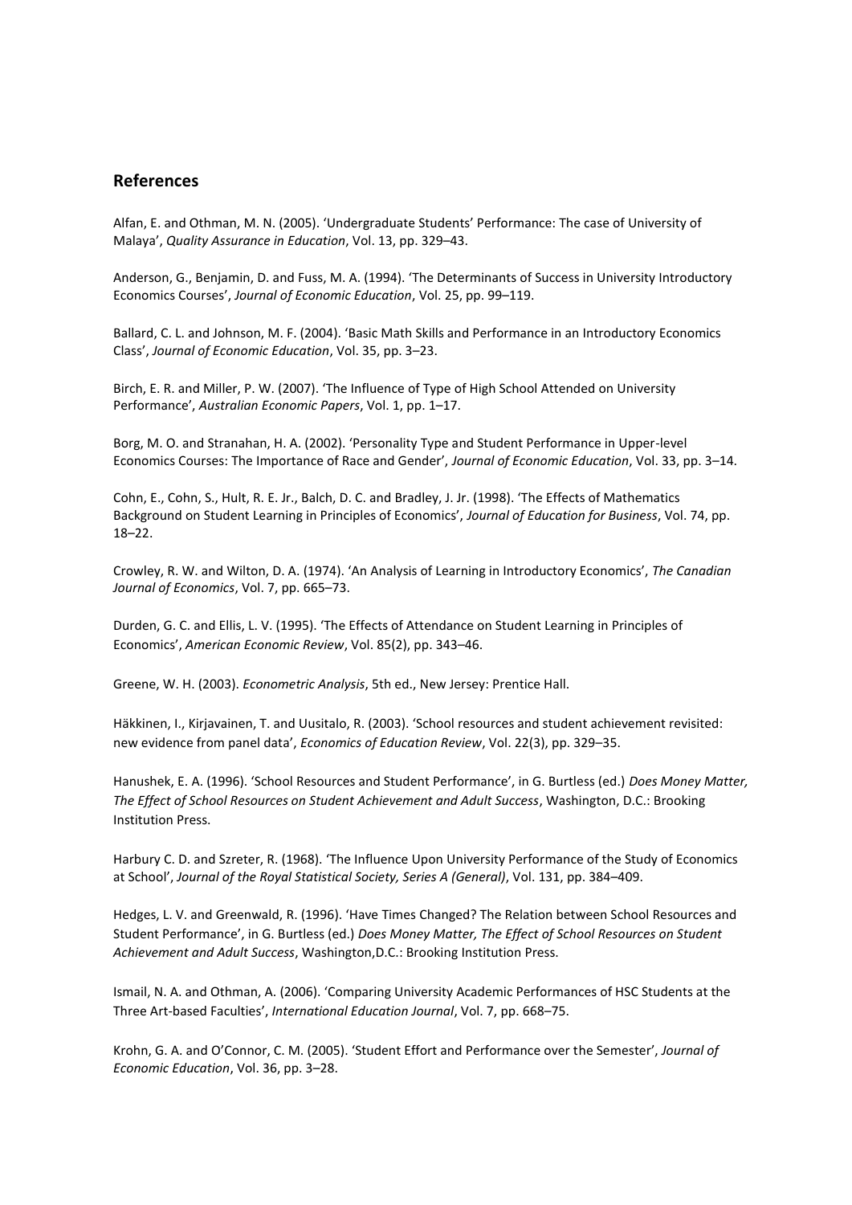## References

Alfan, E. and Othman, M. N. (2005). 'Undergraduate Students' Performance: The case of University of Malaya', *Quality Assurance in Education*, Vol. 13, pp. 329–43.

Anderson, G., Benjamin, D. and Fuss, M. A. (1994). 'The Determinants of Success in University Introductory Economics Courses', *Journal of Economic Education*, Vol. 25, pp. 99–119.

Ballard, C. L. and Johnson, M. F. (2004). 'Basic Math Skills and Performance in an Introductory Economics Class', *Journal of Economic Education*, Vol. 35, pp. 3–23.

Birch, E. R. and Miller, P. W. (2007). 'The Influence of Type of High School Attended on University Performance', *Australian Economic Papers*, Vol. 1, pp. 1–17.

Borg, M. O. and Stranahan, H. A. (2002). 'Personality Type and Student Performance in Upper-level Economics Courses: The Importance of Race and Gender', *Journal of Economic Education*, Vol. 33, pp. 3–14.

Cohn, E., Cohn, S., Hult, R. E. Jr., Balch, D. C. and Bradley, J. Jr. (1998). 'The Effects of Mathematics Background on Student Learning in Principles of Economics', *Journal of Education for Business*, Vol. 74, pp. 18–22.

Crowley, R. W. and Wilton, D. A. (1974). 'An Analysis of Learning in Introductory Economics', *The Canadian Journal of Economics*, Vol. 7, pp. 665–73.

Durden, G. C. and Ellis, L. V. (1995). 'The Effects of Attendance on Student Learning in Principles of Economics', *American Economic Review*, Vol. 85(2), pp. 343–46.

Greene, W. H. (2003). *Econometric Analysis*, 5th ed., New Jersey: Prentice Hall.

Häkkinen, I., Kirjavainen, T. and Uusitalo, R. (2003). 'School resources and student achievement revisited: new evidence from panel data', *Economics of Education Review*, Vol. 22(3), pp. 329–35.

Hanushek, E. A. (1996). 'School Resources and Student Performance', in G. Burtless (ed.) *Does Money Matter, The Effect of School Resources on Student Achievement and Adult Success*, Washington, D.C.: Brooking Institution Press.

Harbury C. D. and Szreter, R. (1968). 'The Influence Upon University Performance of the Study of Economics at School', *Journal of the Royal Statistical Society, Series A (General)*, Vol. 131, pp. 384–409.

Hedges, L. V. and Greenwald, R. (1996). 'Have Times Changed? The Relation between School Resources and Student Performance', in G. Burtless (ed.) *Does Money Matter, The Effect of School Resources on Student Achievement and Adult Success*, Washington,D.C.: Brooking Institution Press.

Ismail, N. A. and Othman, A. (2006). 'Comparing University Academic Performances of HSC Students at the Three Art-based Faculties', *International Education Journal*, Vol. 7, pp. 668–75.

Krohn, G. A. and O'Connor, C. M. (2005). 'Student Effort and Performance over the Semester', *Journal of Economic Education*, Vol. 36, pp. 3–28.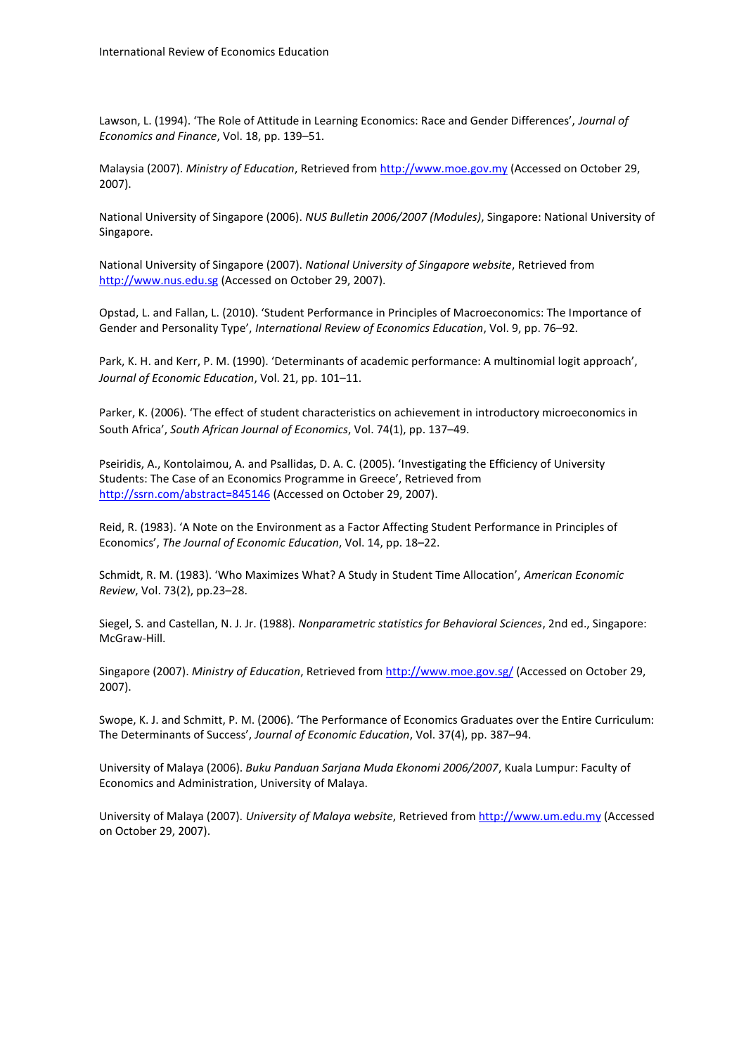Lawson, L. (1994). 'The Role of Attitude in Learning Economics: Race and Gender Differences', *Journal of Economics and Finance*, Vol. 18, pp. 139–51.

Malaysia (2007). *Ministry of Education*, Retrieved from http://www.moe.gov.my (Accessed on October 29, 2007).

National University of Singapore (2006). *NUS Bulletin 2006/2007 (Modules)*, Singapore: National University of Singapore.

National University of Singapore (2007). *National University of Singapore website*, Retrieved from http://www.nus.edu.sg (Accessed on October 29, 2007).

Opstad, L. and Fallan, L. (2010). 'Student Performance in Principles of Macroeconomics: The Importance of Gender and Personality Type', *International Review of Economics Education*, Vol. 9, pp. 76–92.

Park, K. H. and Kerr, P. M. (1990). 'Determinants of academic performance: A multinomial logit approach', *Journal of Economic Education*, Vol. 21, pp. 101–11.

Parker, K. (2006). 'The effect of student characteristics on achievement in introductory microeconomics in South Africa', *South African Journal of Economics*, Vol. 74(1), pp. 137–49.

Pseiridis, A., Kontolaimou, A. and Psallidas, D. A. C. (2005). 'Investigating the Efficiency of University Students: The Case of an Economics Programme in Greece', Retrieved from http://ssrn.com/abstract=845146 (Accessed on October 29, 2007).

Reid, R. (1983). 'A Note on the Environment as a Factor Affecting Student Performance in Principles of Economics', *The Journal of Economic Education*, Vol. 14, pp. 18–22.

Schmidt, R. M. (1983). 'Who Maximizes What? A Study in Student Time Allocation', *American Economic Review*, Vol. 73(2), pp.23–28.

Siegel, S. and Castellan, N. J. Jr. (1988). *Nonparametric statistics for Behavioral Sciences*, 2nd ed., Singapore: McGraw-Hill.

Singapore (2007). *Ministry of Education*, Retrieved from http://www.moe.gov.sg/ (Accessed on October 29, 2007).

Swope, K. J. and Schmitt, P. M. (2006). 'The Performance of Economics Graduates over the Entire Curriculum: The Determinants of Success', *Journal of Economic Education*, Vol. 37(4), pp. 387–94.

University of Malaya (2006). *Buku Panduan Sarjana Muda Ekonomi 2006/2007*, Kuala Lumpur: Faculty of Economics and Administration, University of Malaya.

University of Malaya (2007). *University of Malaya website*, Retrieved from http://www.um.edu.my (Accessed on October 29, 2007).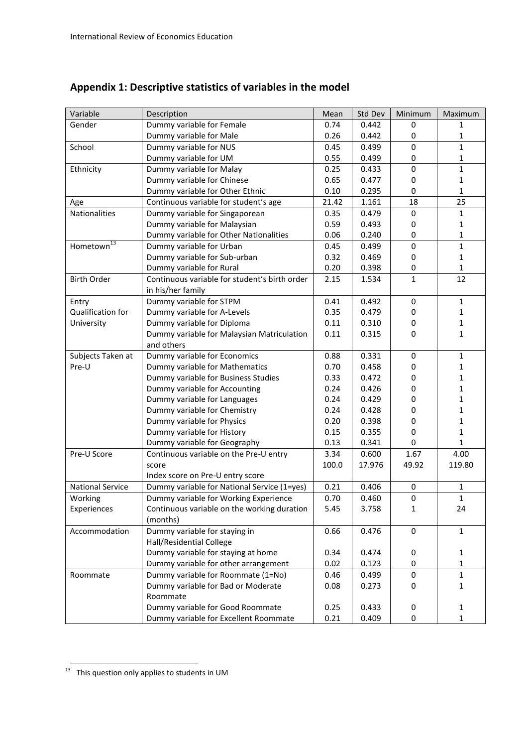## Appendix 1: Descriptive statistics of variables in the model

| Variable | Description | Mean | Std Dev | Minimum | Maximum |
|---|---|---|---|---|---|
| Gender | Dummy variable for Female | 0.74 | 0.442 | 0 | 1 |
| | Dummy variable for Male | 0.26 | 0.442 | 0 | 1 |
| School | Dummy variable for NUS | 0.45 | 0.499 | 0 | 1 |
| | Dummy variable for UM | 0.55 | 0.499 | 0 | 1 |
| Ethnicity | Dummy variable for Malay | 0.25 | 0.433 | 0 | 1 |
| | Dummy variable for Chinese | 0.65 | 0.477 | 0 | 1 |
| | Dummy variable for Other Ethnic | 0.10 | 0.295 | 0 | 1 |
| Age | Continuous variable for student's age | 21.42 | 1.161 | 18 | 25 |
| Nationalities | Dummy variable for Singaporean | 0.35 | 0.479 | 0 | 1 |
| | Dummy variable for Malaysian | 0.59 | 0.493 | 0 | 1 |
| | Dummy variable for Other Nationalities | 0.06 | 0.240 | 0 | 1 |
| Hometown[13] | Dummy variable for Urban | 0.45 | 0.499 | 0 | 1 |
| | Dummy variable for Sub-urban | 0.32 | 0.469 | 0 | 1 |
| | Dummy variable for Rural | 0.20 | 0.398 | 0 | 1 |
| Birth Order | Continuous variable for student's birth order in his/her family | 2.15 | 1.534 | 1 | 12 |
| Entry Qualification for University | Dummy variable for STPM | 0.41 | 0.492 | 0 | 1 |
| | Dummy variable for A-Levels | 0.35 | 0.479 | 0 | 1 |
| | Dummy variable for Diploma | 0.11 | 0.310 | 0 | 1 |
| | Dummy variable for Malaysian Matriculation and others | 0.11 | 0.315 | 0 | 1 |
| Subjects Taken at Pre-U | Dummy variable for Economics | 0.88 | 0.331 | 0 | 1 |
| | Dummy variable for Mathematics | 0.70 | 0.458 | 0 | 1 |
| | Dummy variable for Business Studies | 0.33 | 0.472 | 0 | 1 |
| | Dummy variable for Accounting | 0.24 | 0.426 | 0 | 1 |
| | Dummy variable for Languages | 0.24 | 0.429 | 0 | 1 |
| | Dummy variable for Chemistry | 0.24 | 0.428 | 0 | 1 |
| | Dummy variable for Physics | 0.20 | 0.398 | 0 | 1 |
| | Dummy variable for History | 0.15 | 0.355 | 0 | 1 |
| | Dummy variable for Geography | 0.13 | 0.341 | 0 | 1 |
| Pre-U Score | Continuous variable on the Pre-U entry score | 3.34 | 0.600 | 1.67 | 4.00 |
| | Index score on Pre-U entry score | 100.0 | 17.976 | 49.92 | 119.80 |
| National Service | Dummy variable for National Service (1=yes) | 0.21 | 0.406 | 0 | 1 |
| Working Experiences | Dummy variable for Working Experience | 0.70 | 0.460 | 0 | 1 |
| | Continuous variable on the working duration (months) | 5.45 | 3.758 | 1 | 24 |
| Accommodation | Dummy variable for staying in Hall/Residential College | 0.66 | 0.476 | 0 | 1 |
| | Dummy variable for staying at home | 0.34 | 0.474 | 0 | 1 |
| | Dummy variable for other arrangement | 0.02 | 0.123 | 0 | 1 |
| Roommate | Dummy variable for Roommate (1=No) | 0.46 | 0.499 | 0 | 1 |
| | Dummy variable for Bad or Moderate Roommate | 0.08 | 0.273 | 0 | 1 |
| | Dummy variable for Good Roommate | 0.25 | 0.433 | 0 | 1 |
| | Dummy variable for Excellent Roommate | 0.21 | 0.409 | 0 | 1 |

[13] This question only applies to students in UM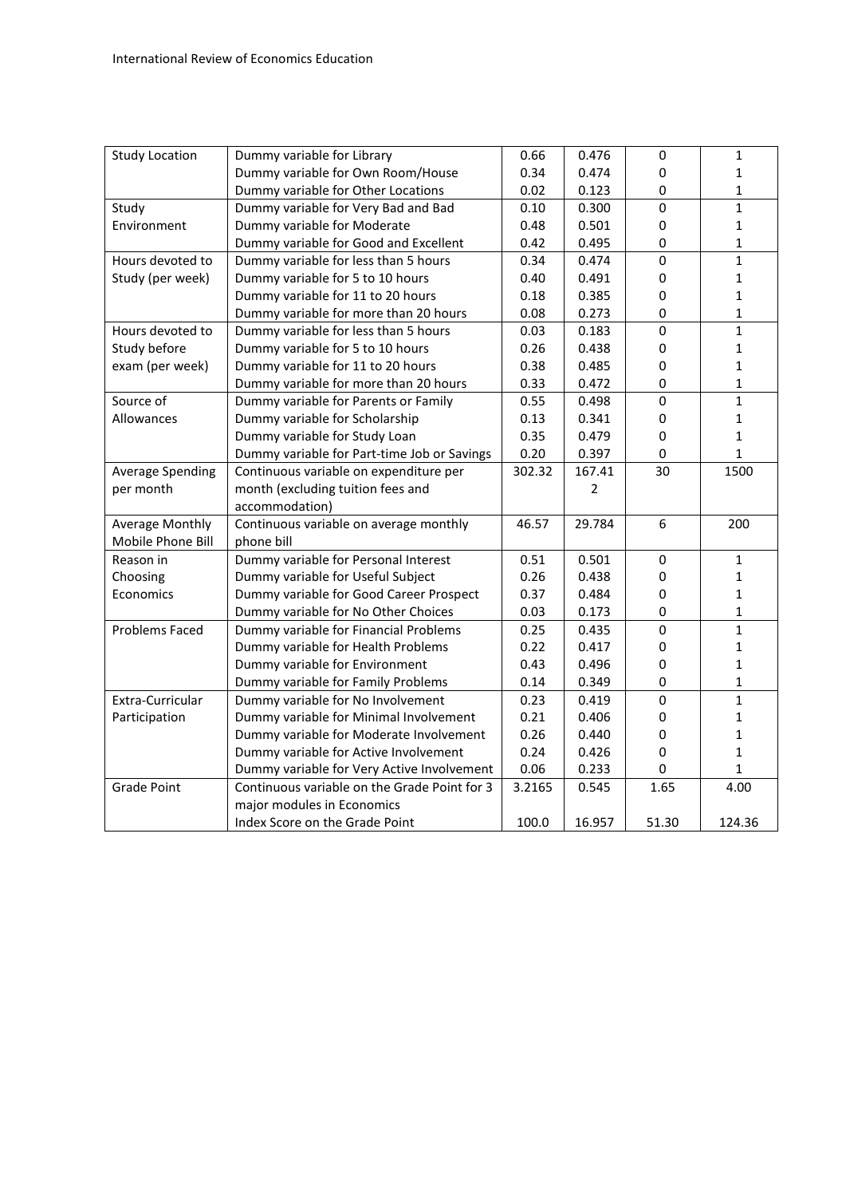| | | | | | |
|---|---|---|---|---|---|
| Study Location | Dummy variable for Library | 0.66 | 0.476 | 0 | 1 |
| | Dummy variable for Own Room/House | 0.34 | 0.474 | 0 | 1 |
| | Dummy variable for Other Locations | 0.02 | 0.123 | 0 | 1 |
| Study Environment | Dummy variable for Very Bad and Bad | 0.10 | 0.300 | 0 | 1 |
| | Dummy variable for Moderate | 0.48 | 0.501 | 0 | 1 |
| | Dummy variable for Good and Excellent | 0.42 | 0.495 | 0 | 1 |
| Hours devoted to Study (per week) | Dummy variable for less than 5 hours | 0.34 | 0.474 | 0 | 1 |
| | Dummy variable for 5 to 10 hours | 0.40 | 0.491 | 0 | 1 |
| | Dummy variable for 11 to 20 hours | 0.18 | 0.385 | 0 | 1 |
| | Dummy variable for more than 20 hours | 0.08 | 0.273 | 0 | 1 |
| Hours devoted to Study before exam (per week) | Dummy variable for less than 5 hours | 0.03 | 0.183 | 0 | 1 |
| | Dummy variable for 5 to 10 hours | 0.26 | 0.438 | 0 | 1 |
| | Dummy variable for 11 to 20 hours | 0.38 | 0.485 | 0 | 1 |
| | Dummy variable for more than 20 hours | 0.33 | 0.472 | 0 | 1 |
| Source of Allowances | Dummy variable for Parents or Family | 0.55 | 0.498 | 0 | 1 |
| | Dummy variable for Scholarship | 0.13 | 0.341 | 0 | 1 |
| | Dummy variable for Study Loan | 0.35 | 0.479 | 0 | 1 |
| | Dummy variable for Part-time Job or Savings | 0.20 | 0.397 | 0 | 1 |
| Average Spending per month | Continuous variable on expenditure per month (excluding tuition fees and accommodation) | 302.32 | 167.412 | 30 | 1500 |
| Average Monthly Mobile Phone Bill | Continuous variable on average monthly phone bill | 46.57 | 29.784 | 6 | 200 |
| Reason in Choosing Economics | Dummy variable for Personal Interest | 0.51 | 0.501 | 0 | 1 |
| | Dummy variable for Useful Subject | 0.26 | 0.438 | 0 | 1 |
| | Dummy variable for Good Career Prospect | 0.37 | 0.484 | 0 | 1 |
| | Dummy variable for No Other Choices | 0.03 | 0.173 | 0 | 1 |
| Problems Faced | Dummy variable for Financial Problems | 0.25 | 0.435 | 0 | 1 |
| | Dummy variable for Health Problems | 0.22 | 0.417 | 0 | 1 |
| | Dummy variable for Environment | 0.43 | 0.496 | 0 | 1 |
| | Dummy variable for Family Problems | 0.14 | 0.349 | 0 | 1 |
| Extra-Curricular Participation | Dummy variable for No Involvement | 0.23 | 0.419 | 0 | 1 |
| | Dummy variable for Minimal Involvement | 0.21 | 0.406 | 0 | 1 |
| | Dummy variable for Moderate Involvement | 0.26 | 0.440 | 0 | 1 |
| | Dummy variable for Active Involvement | 0.24 | 0.426 | 0 | 1 |
| | Dummy variable for Very Active Involvement | 0.06 | 0.233 | 0 | 1 |
| Grade Point | Continuous variable on the Grade Point for 3 major modules in Economics | 3.2165 | 0.545 | 1.65 | 4.00 |
| | Index Score on the Grade Point | 100.0 | 16.957 | 51.30 | 124.36 |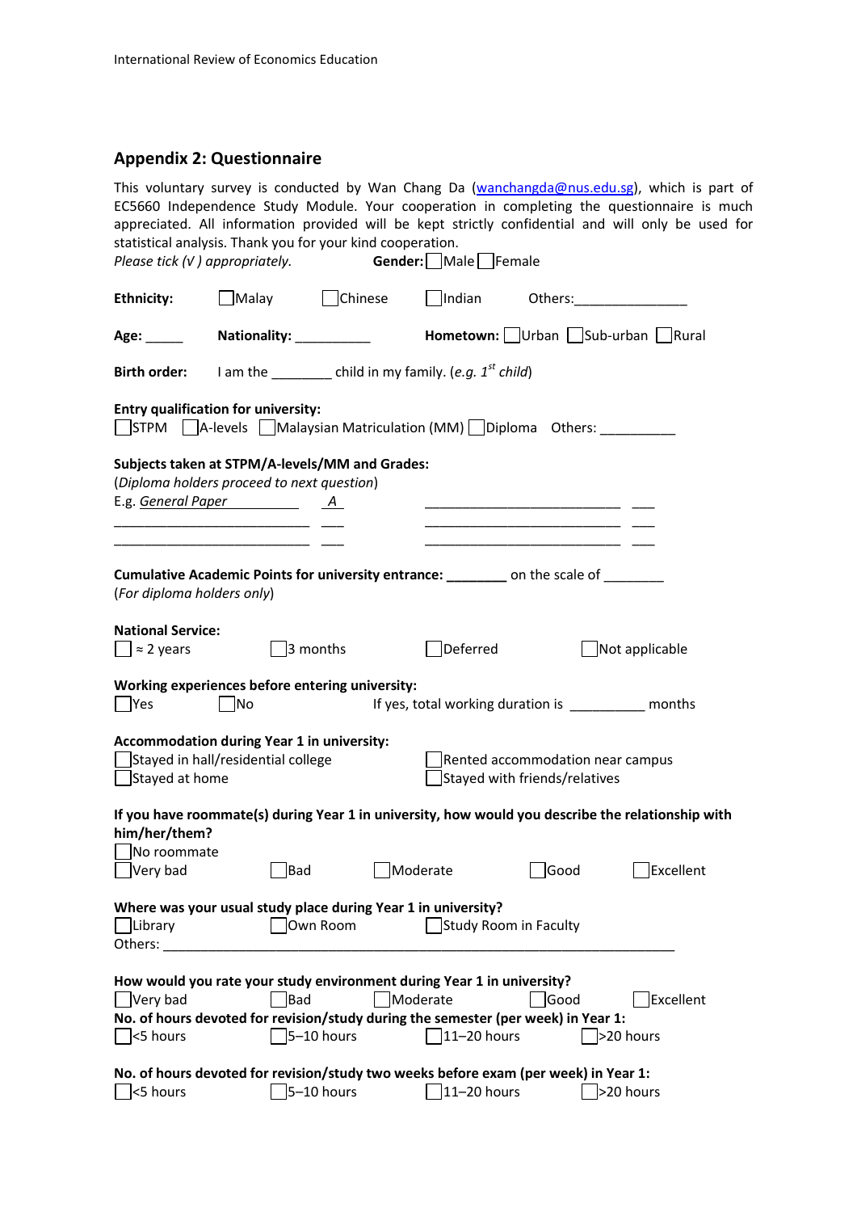## Appendix 2: Questionnaire

This voluntary survey is conducted by Wan Chang Da (wanchangda@nus.edu.sg), which is part of EC5660 Independence Study Module. Your cooperation in completing the questionnaire is much appreciated. All information provided will be kept strictly confidential and will only be used for statistical analysis. Thank you for your kind cooperation.

*Please tick (√ ) appropriately.* **Gender:** ☐Male ☐Female

**Ethnicity:** ☐Malay ☐Chinese ☐Indian Others:_______________

**Age:** _____ **Nationality:** __________ **Hometown:** ☐Urban ☐Sub-urban ☐Rural

**Birth order:** I am the ________ child in my family. (*e.g. 1st child*)

**Entry qualification for university:**

☐STPM ☐A-levels ☐Malaysian Matriculation (MM) ☐Diploma Others: __________

**Subjects taken at STPM/A-levels/MM and Grades:**

(*Diploma holders proceed to next question*)

E.g. *General Paper* *A*

___________________________ ___ ___________________________ ___

___________________________ ___ ___________________________ ___

___________________________ ___ ___________________________ ___

**Cumulative Academic Points for university entrance: ________** on the scale of ________

(*For diploma holders only*)

**National Service:**

☐≈ 2 years ☐3 months ☐Deferred ☐Not applicable

**Working experiences before entering university:**

☐Yes ☐No If yes, total working duration is __________ months

**Accommodation during Year 1 in university:**

☐Stayed in hall/residential college ☐Rented accommodation near campus

☐Stayed at home ☐Stayed with friends/relatives

**If you have roommate(s) during Year 1 in university, how would you describe the relationship with him/her/them?**

☐No roommate

☐Very bad ☐Bad ☐Moderate ☐Good ☐Excellent

**Where was your usual study place during Year 1 in university?**

☐Library ☐Own Room ☐Study Room in Faculty

Others: ______________________________________________________________

**How would you rate your study environment during Year 1 in university?**

☐Very bad ☐Bad ☐Moderate ☐Good ☐Excellent

**No. of hours devoted for revision/study during the semester (per week) in Year 1:**

☐<5 hours ☐5–10 hours ☐11–20 hours ☐>20 hours

**No. of hours devoted for revision/study two weeks before exam (per week) in Year 1:**

☐<5 hours ☐5–10 hours ☐11–20 hours ☐>20 hours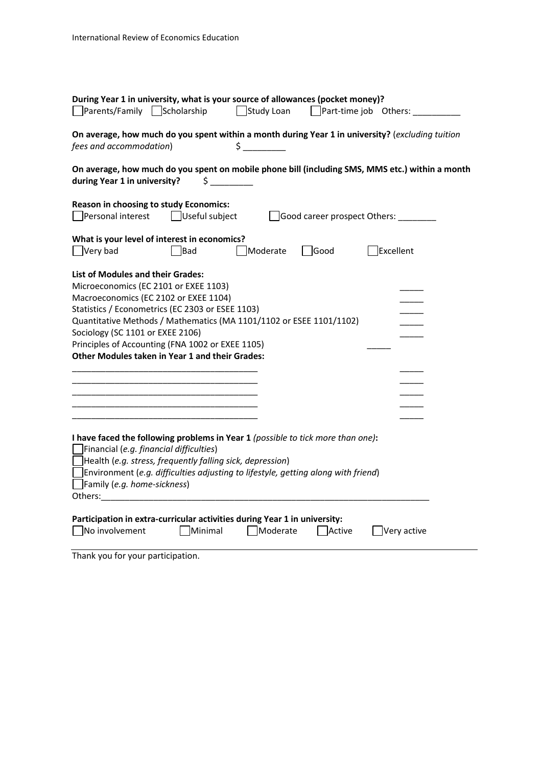**During Year 1 in university, what is your source of allowances (pocket money)?**

☐ Parents/Family ☐ Scholarship ☐ Study Loan ☐ Part-time job Others: __________

**On average, how much do you spent within a month during Year 1 in university?** (*excluding tuition fees and accommodation*) $ _________

**On average, how much do you spent on mobile phone bill (including SMS, MMS etc.) within a month during Year 1 in university?** $ _________

**Reason in choosing to study Economics:**

☐ Personal interest ☐ Useful subject ☐ Good career prospect Others: ________

**What is your level of interest in economics?**

☐ Very bad ☐ Bad ☐ Moderate ☐ Good ☐ Excellent

**List of Modules and their Grades:**

Microeconomics (EC 2101 or EXEE 1103) _____

Macroeconomics (EC 2102 or EXEE 1104) _____

Statistics / Econometrics (EC 2303 or ESEE 1103) _____

Quantitative Methods / Mathematics (MA 1101/1102 or ESEE 1101/1102) _____

Sociology (SC 1101 or EXEE 2106) _____

Principles of Accounting (FNA 1002 or EXEE 1105) _____

**Other Modules taken in Year 1 and their Grades:**

_______________________________________ _____

_______________________________________ _____

_______________________________________ _____

_______________________________________ _____

_______________________________________ _____

**I have faced the following problems in Year 1** *(possible to tick more than one)***:**

☐ Financial (*e.g. financial difficulties*)

☐ Health (*e.g. stress, frequently falling sick, depression*)

☐ Environment (*e.g. difficulties adjusting to lifestyle, getting along with friend*)

☐ Family (*e.g. home-sickness*)

Others:_______________________________________________________________________

**Participation in extra-curricular activities during Year 1 in university:**

☐ No involvement ☐ Minimal ☐ Moderate ☐ Active ☐ Very active

---

Thank you for your participation.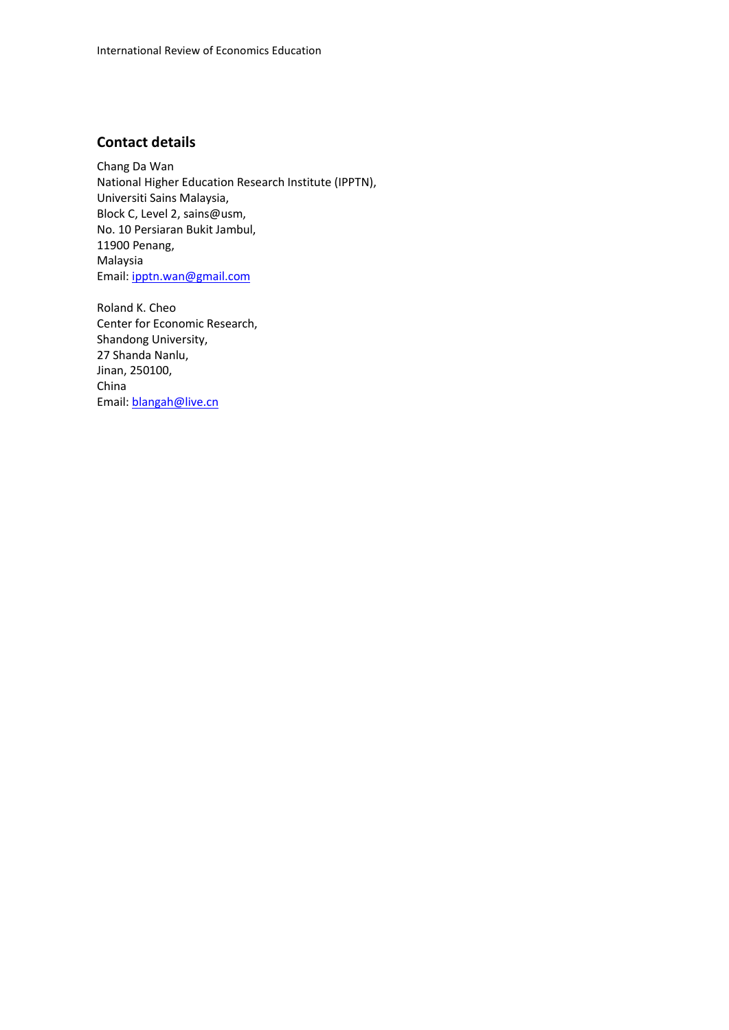## Contact details

Chang Da Wan  
National Higher Education Research Institute (IPPTN),  
Universiti Sains Malaysia,  
Block C, Level 2, sains@usm,  
No. 10 Persiaran Bukit Jambul,  
11900 Penang,  
Malaysia  
Email: ipptn.wan@gmail.com

Roland K. Cheo  
Center for Economic Research,  
Shandong University,  
27 Shanda Nanlu,  
Jinan, 250100,  
China  
Email: blangah@live.cn